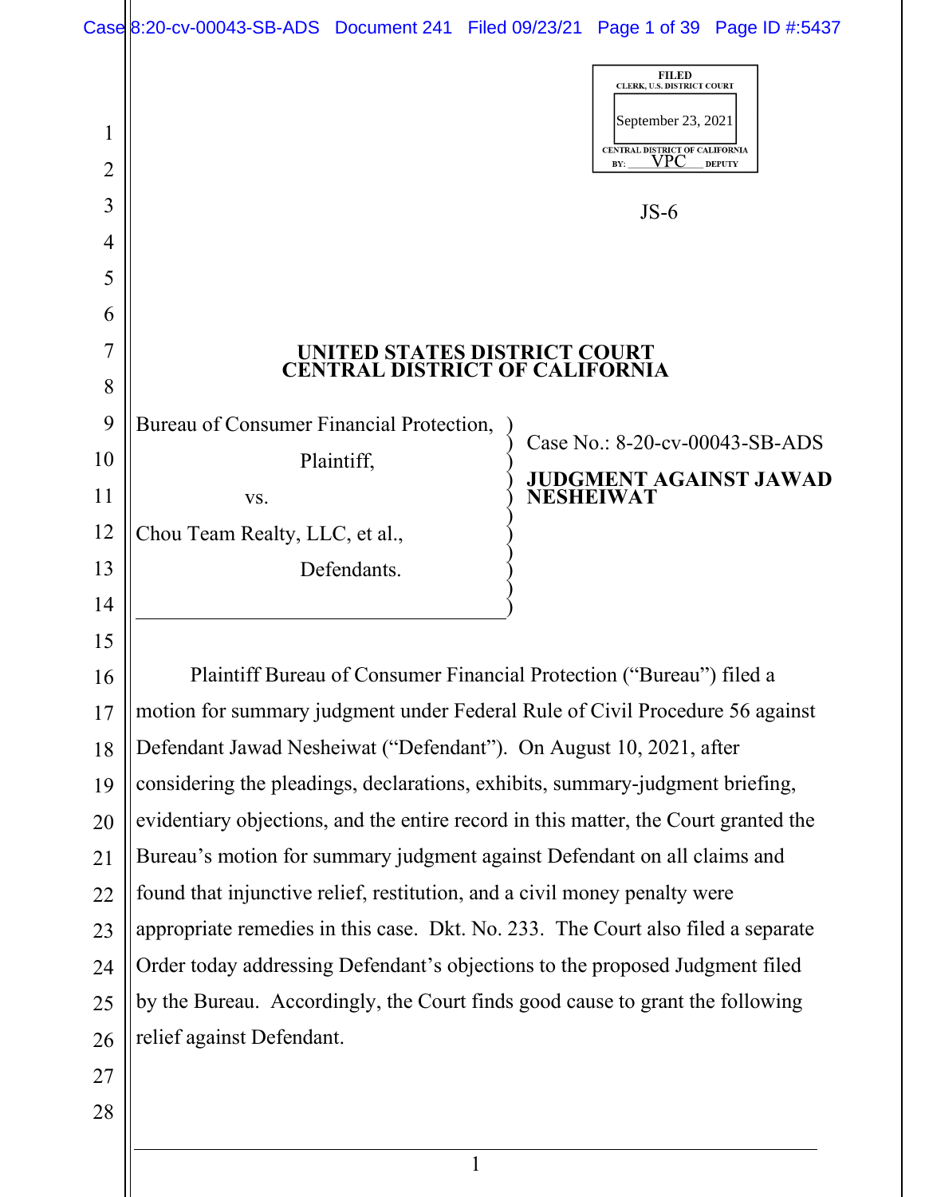FILED
CLERK, U.S. DISTRICT COURT
September 23, 2021
CENTRAL DISTRICT OF CALIFORNIA
BY: VPC DEPUTY

JS-6

# UNITED STATES DISTRICT COURT
# CENTRAL DISTRICT OF CALIFORNIA

| | |
|---|---|
| Bureau of Consumer Financial Protection, Plaintiff, vs. Chou Team Realty, LLC, et al., Defendants. | Case No.: 8-20-cv-00043-SB-ADS **JUDGMENT AGAINST JAWAD NESHEIWAT** |

Plaintiff Bureau of Consumer Financial Protection ("Bureau") filed a motion for summary judgment under Federal Rule of Civil Procedure 56 against Defendant Jawad Nesheiwat ("Defendant"). On August 10, 2021, after considering the pleadings, declarations, exhibits, summary-judgment briefing, evidentiary objections, and the entire record in this matter, the Court granted the Bureau's motion for summary judgment against Defendant on all claims and found that injunctive relief, restitution, and a civil money penalty were appropriate remedies in this case. Dkt. No. 233. The Court also filed a separate Order today addressing Defendant's objections to the proposed Judgment filed by the Bureau. Accordingly, the Court finds good cause to grant the following relief against Defendant.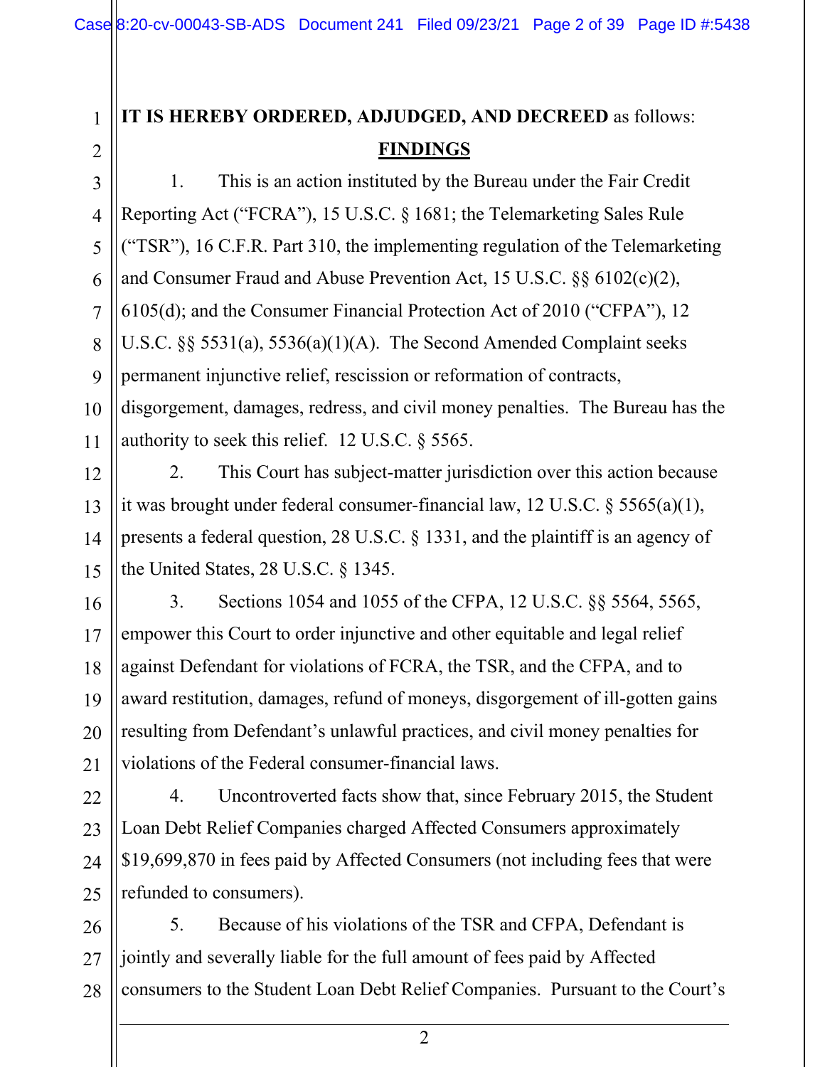**IT IS HEREBY ORDERED, ADJUDGED, AND DECREED** as follows:

## FINDINGS

1. This is an action instituted by the Bureau under the Fair Credit Reporting Act ("FCRA"), 15 U.S.C. § 1681; the Telemarketing Sales Rule ("TSR"), 16 C.F.R. Part 310, the implementing regulation of the Telemarketing and Consumer Fraud and Abuse Prevention Act, 15 U.S.C. §§ 6102(c)(2), 6105(d); and the Consumer Financial Protection Act of 2010 ("CFPA"), 12 U.S.C. §§ 5531(a), 5536(a)(1)(A). The Second Amended Complaint seeks permanent injunctive relief, rescission or reformation of contracts, disgorgement, damages, redress, and civil money penalties. The Bureau has the authority to seek this relief. 12 U.S.C. § 5565.

2. This Court has subject-matter jurisdiction over this action because it was brought under federal consumer-financial law, 12 U.S.C. § 5565(a)(1), presents a federal question, 28 U.S.C. § 1331, and the plaintiff is an agency of the United States, 28 U.S.C. § 1345.

3. Sections 1054 and 1055 of the CFPA, 12 U.S.C. §§ 5564, 5565, empower this Court to order injunctive and other equitable and legal relief against Defendant for violations of FCRA, the TSR, and the CFPA, and to award restitution, damages, refund of moneys, disgorgement of ill-gotten gains resulting from Defendant's unlawful practices, and civil money penalties for violations of the Federal consumer-financial laws.

4. Uncontroverted facts show that, since February 2015, the Student Loan Debt Relief Companies charged Affected Consumers approximately $19,699,870 in fees paid by Affected Consumers (not including fees that were refunded to consumers).

5. Because of his violations of the TSR and CFPA, Defendant is jointly and severally liable for the full amount of fees paid by Affected consumers to the Student Loan Debt Relief Companies. Pursuant to the Court's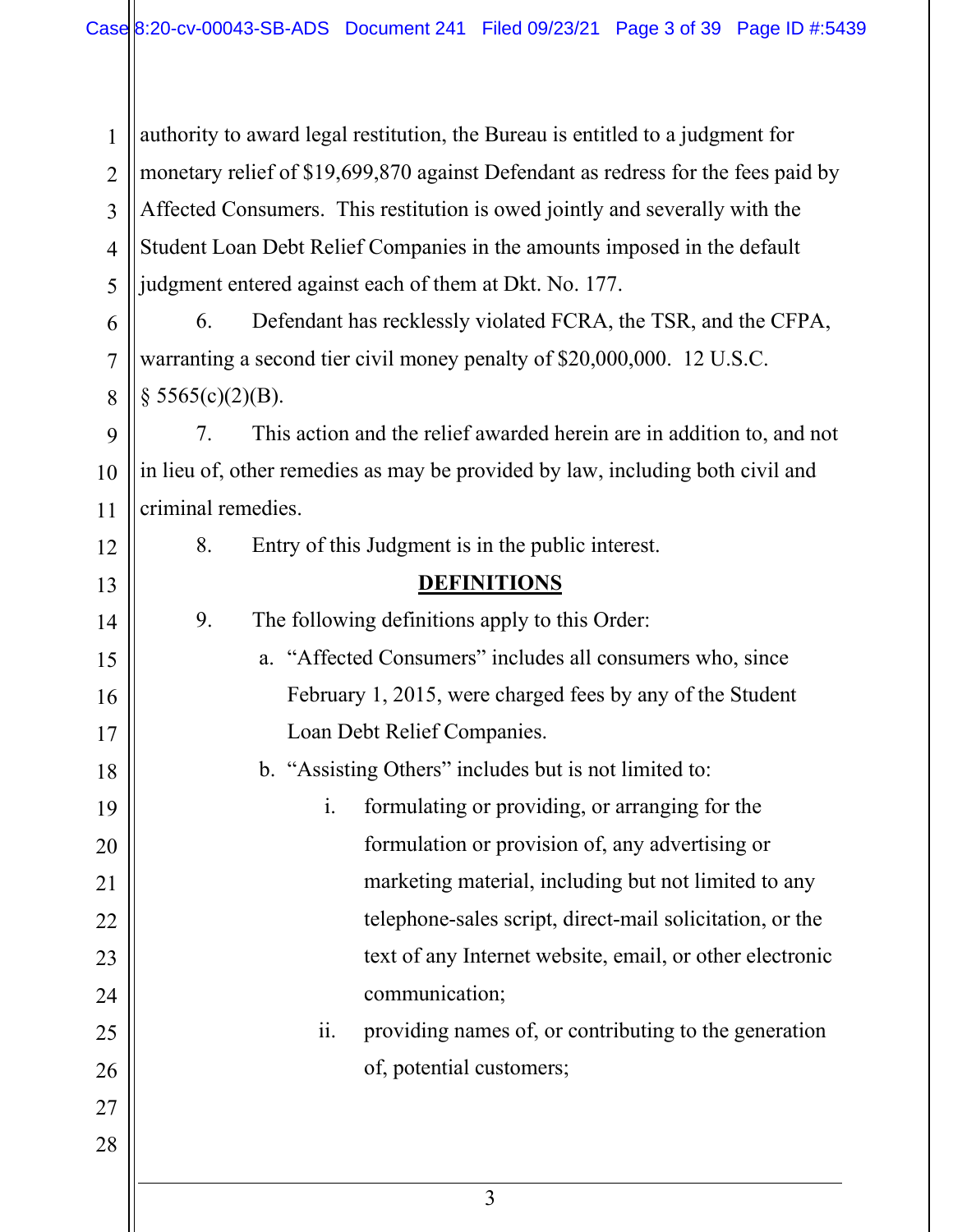authority to award legal restitution, the Bureau is entitled to a judgment for monetary relief of $19,699,870 against Defendant as redress for the fees paid by Affected Consumers. This restitution is owed jointly and severally with the Student Loan Debt Relief Companies in the amounts imposed in the default judgment entered against each of them at Dkt. No. 177.

6. Defendant has recklessly violated FCRA, the TSR, and the CFPA, warranting a second tier civil money penalty of $20,000,000. 12 U.S.C. § 5565(c)(2)(B).

7. This action and the relief awarded herein are in addition to, and not in lieu of, other remedies as may be provided by law, including both civil and criminal remedies.

8. Entry of this Judgment is in the public interest.

## DEFINITIONS

9. The following definitions apply to this Order:

   a. "Affected Consumers" includes all consumers who, since February 1, 2015, were charged fees by any of the Student Loan Debt Relief Companies.

   b. "Assisting Others" includes but is not limited to:

      i. formulating or providing, or arranging for the formulation or provision of, any advertising or marketing material, including but not limited to any telephone-sales script, direct-mail solicitation, or the text of any Internet website, email, or other electronic communication;

      ii. providing names of, or contributing to the generation of, potential customers;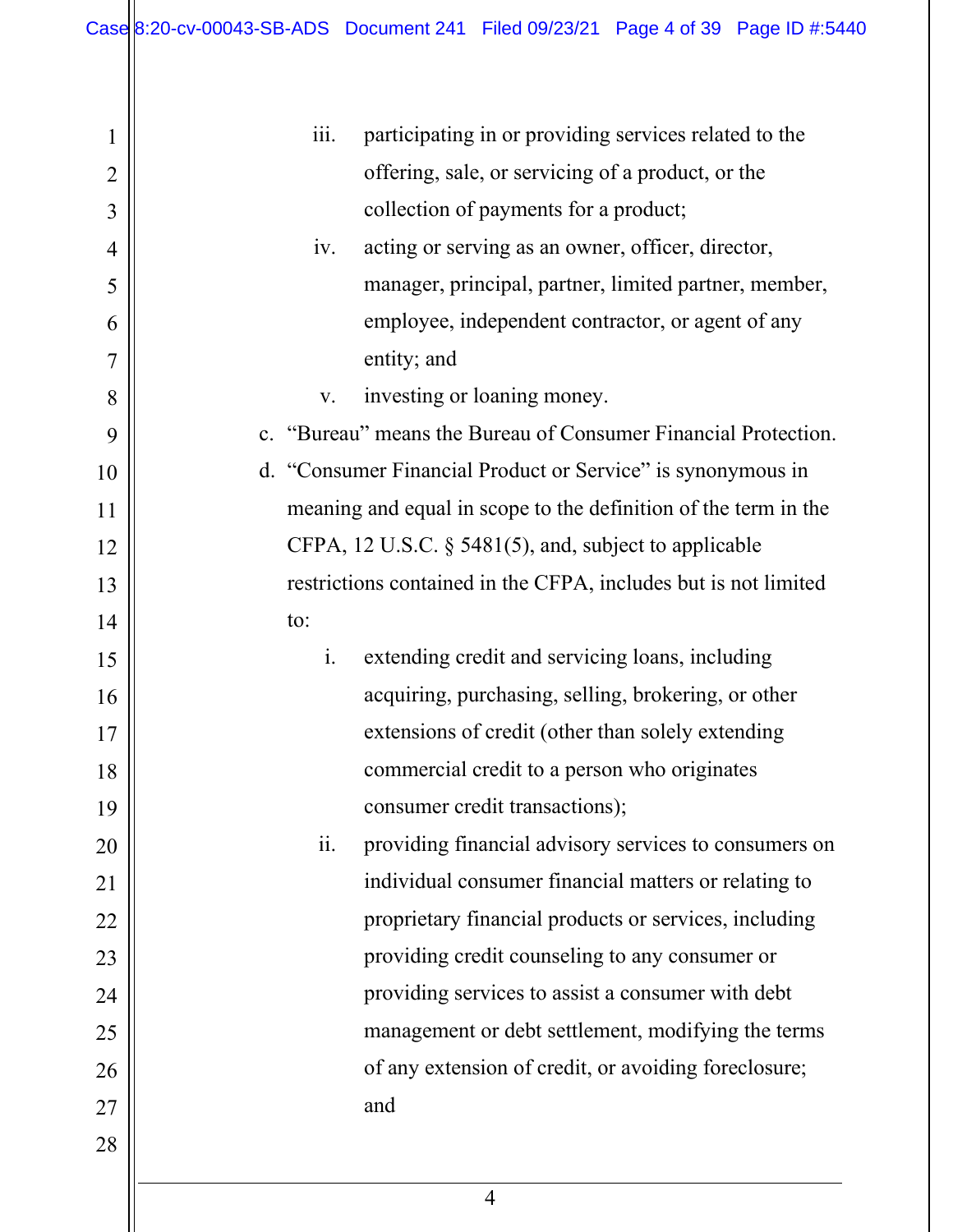iii. participating in or providing services related to the offering, sale, or servicing of a product, or the collection of payments for a product;

iv. acting or serving as an owner, officer, director, manager, principal, partner, limited partner, member, employee, independent contractor, or agent of any entity; and

v. investing or loaning money.

c. "Bureau" means the Bureau of Consumer Financial Protection.

d. "Consumer Financial Product or Service" is synonymous in meaning and equal in scope to the definition of the term in the CFPA, 12 U.S.C. § 5481(5), and, subject to applicable restrictions contained in the CFPA, includes but is not limited to:

i. extending credit and servicing loans, including acquiring, purchasing, selling, brokering, or other extensions of credit (other than solely extending commercial credit to a person who originates consumer credit transactions);

ii. providing financial advisory services to consumers on individual consumer financial matters or relating to proprietary financial products or services, including providing credit counseling to any consumer or providing services to assist a consumer with debt management or debt settlement, modifying the terms of any extension of credit, or avoiding foreclosure; and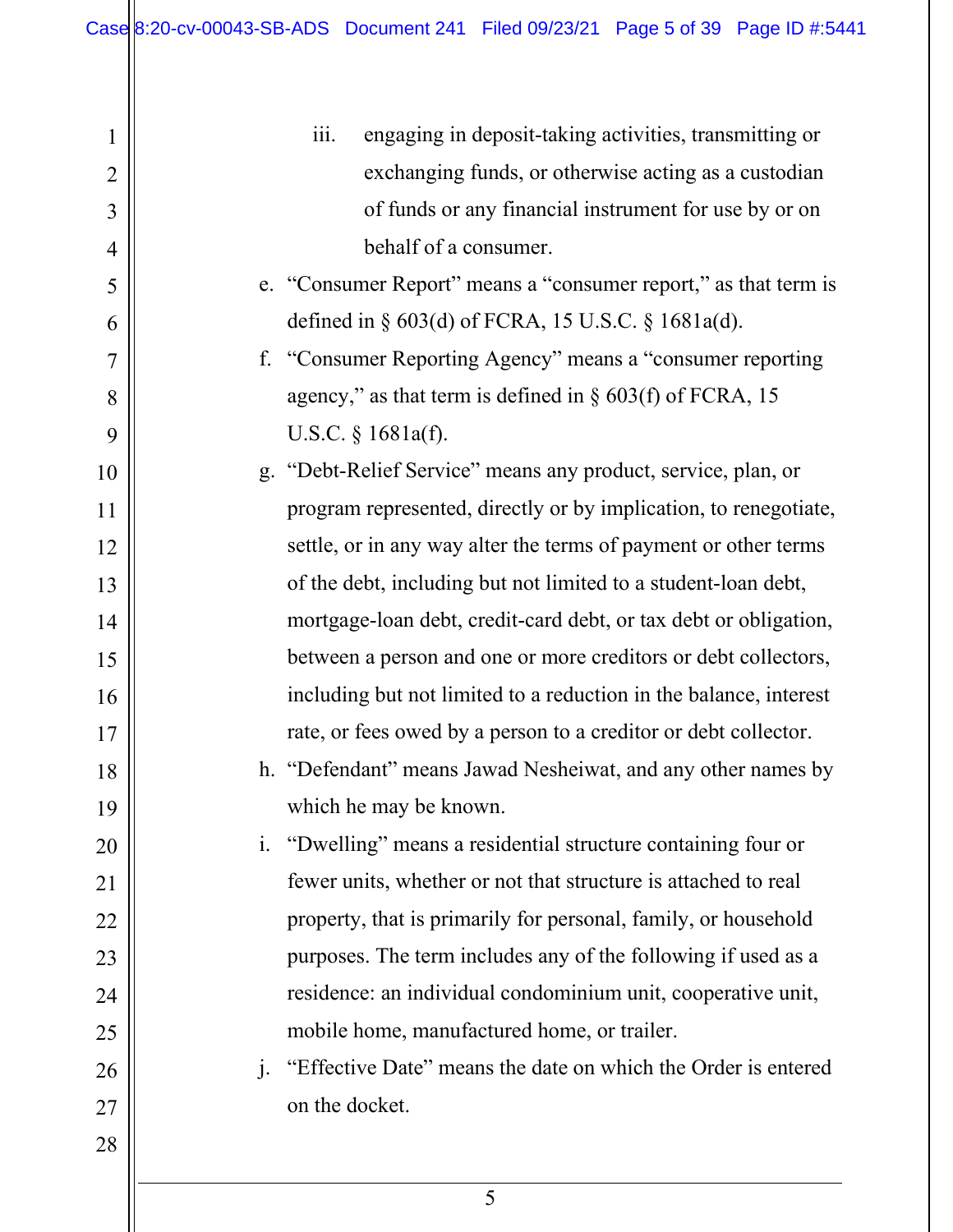iii. engaging in deposit-taking activities, transmitting or exchanging funds, or otherwise acting as a custodian of funds or any financial instrument for use by or on behalf of a consumer.

e. "Consumer Report" means a "consumer report," as that term is defined in § 603(d) of FCRA, 15 U.S.C. § 1681a(d).

f. "Consumer Reporting Agency" means a "consumer reporting agency," as that term is defined in § 603(f) of FCRA, 15 U.S.C. § 1681a(f).

g. "Debt-Relief Service" means any product, service, plan, or program represented, directly or by implication, to renegotiate, settle, or in any way alter the terms of payment or other terms of the debt, including but not limited to a student-loan debt, mortgage-loan debt, credit-card debt, or tax debt or obligation, between a person and one or more creditors or debt collectors, including but not limited to a reduction in the balance, interest rate, or fees owed by a person to a creditor or debt collector.

h. "Defendant" means Jawad Nesheiwat, and any other names by which he may be known.

i. "Dwelling" means a residential structure containing four or fewer units, whether or not that structure is attached to real property, that is primarily for personal, family, or household purposes. The term includes any of the following if used as a residence: an individual condominium unit, cooperative unit, mobile home, manufactured home, or trailer.

j. "Effective Date" means the date on which the Order is entered on the docket.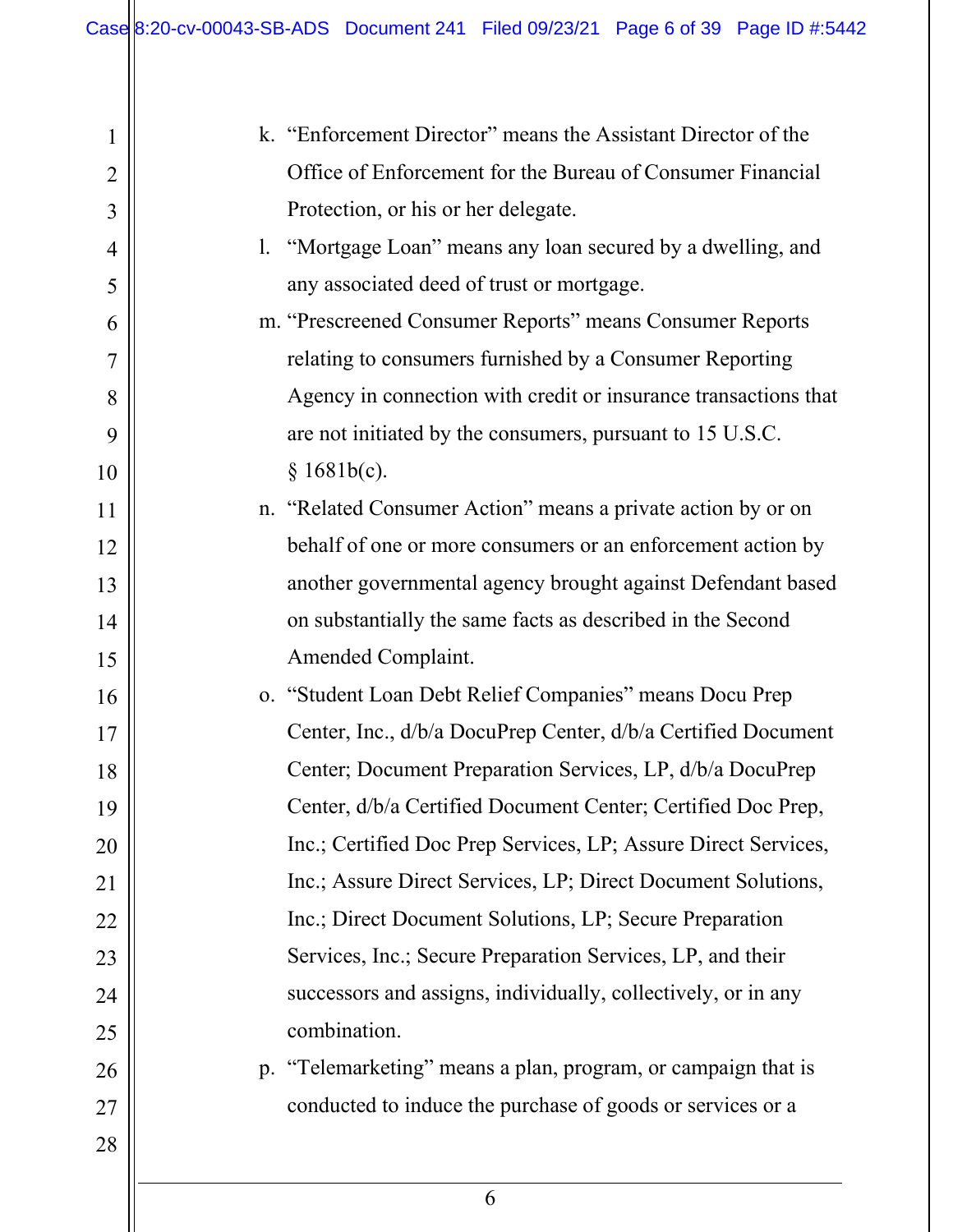k. "Enforcement Director" means the Assistant Director of the Office of Enforcement for the Bureau of Consumer Financial Protection, or his or her delegate.

l. "Mortgage Loan" means any loan secured by a dwelling, and any associated deed of trust or mortgage.

m. "Prescreened Consumer Reports" means Consumer Reports relating to consumers furnished by a Consumer Reporting Agency in connection with credit or insurance transactions that are not initiated by the consumers, pursuant to 15 U.S.C. § 1681b(c).

n. "Related Consumer Action" means a private action by or on behalf of one or more consumers or an enforcement action by another governmental agency brought against Defendant based on substantially the same facts as described in the Second Amended Complaint.

o. "Student Loan Debt Relief Companies" means Docu Prep Center, Inc., d/b/a DocuPrep Center, d/b/a Certified Document Center; Document Preparation Services, LP, d/b/a DocuPrep Center, d/b/a Certified Document Center; Certified Doc Prep, Inc.; Certified Doc Prep Services, LP; Assure Direct Services, Inc.; Assure Direct Services, LP; Direct Document Solutions, Inc.; Direct Document Solutions, LP; Secure Preparation Services, Inc.; Secure Preparation Services, LP, and their successors and assigns, individually, collectively, or in any combination.

p. "Telemarketing" means a plan, program, or campaign that is conducted to induce the purchase of goods or services or a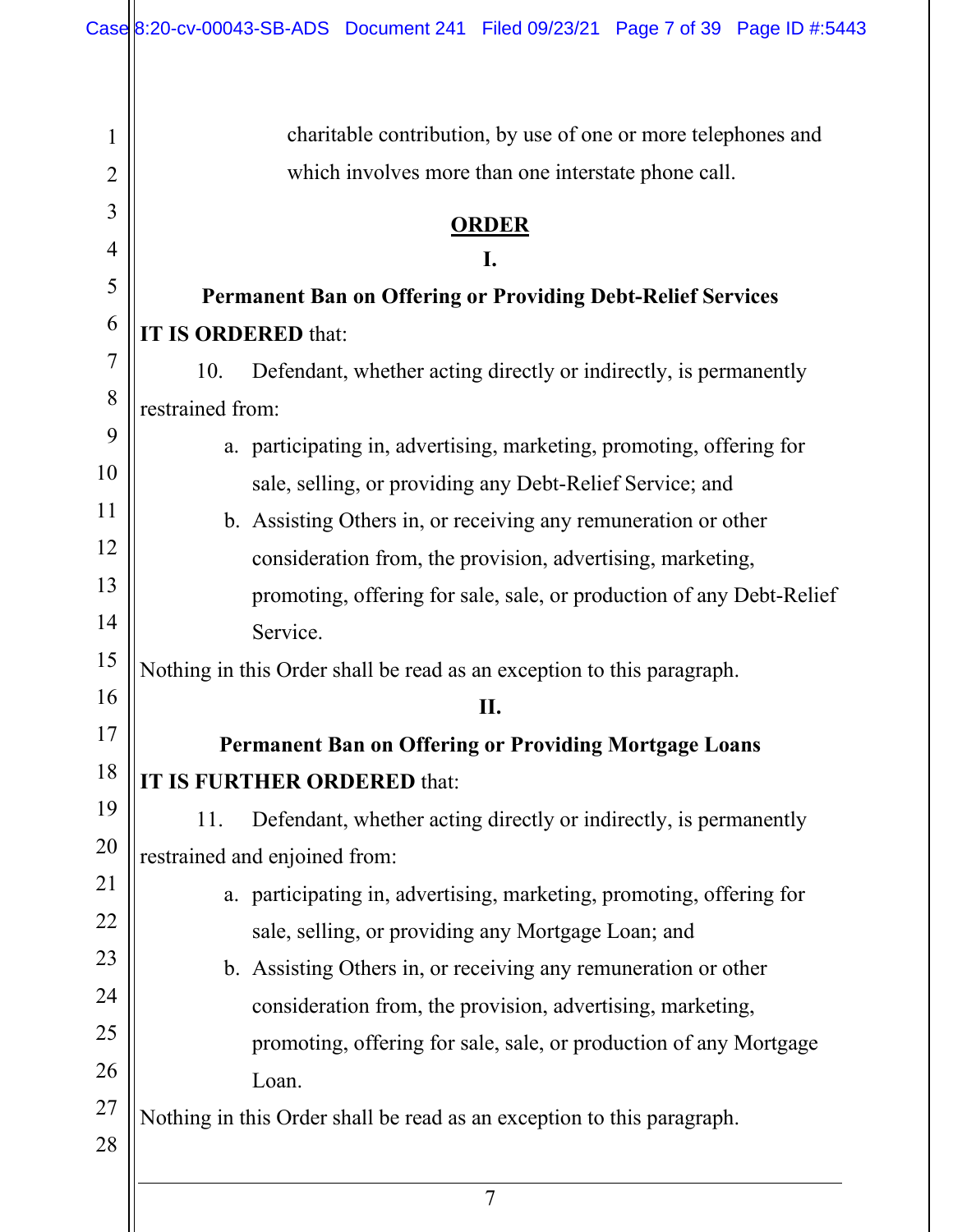charitable contribution, by use of one or more telephones and which involves more than one interstate phone call.

**ORDER**

**I.**

**Permanent Ban on Offering or Providing Debt-Relief Services**

**IT IS ORDERED** that:

10. Defendant, whether acting directly or indirectly, is permanently restrained from:

a. participating in, advertising, marketing, promoting, offering for sale, selling, or providing any Debt-Relief Service; and

b. Assisting Others in, or receiving any remuneration or other consideration from, the provision, advertising, marketing, promoting, offering for sale, sale, or production of any Debt-Relief Service.

Nothing in this Order shall be read as an exception to this paragraph.

**II.**

**Permanent Ban on Offering or Providing Mortgage Loans**

**IT IS FURTHER ORDERED** that:

11. Defendant, whether acting directly or indirectly, is permanently restrained and enjoined from:

a. participating in, advertising, marketing, promoting, offering for sale, selling, or providing any Mortgage Loan; and

b. Assisting Others in, or receiving any remuneration or other consideration from, the provision, advertising, marketing, promoting, offering for sale, sale, or production of any Mortgage Loan.

Nothing in this Order shall be read as an exception to this paragraph.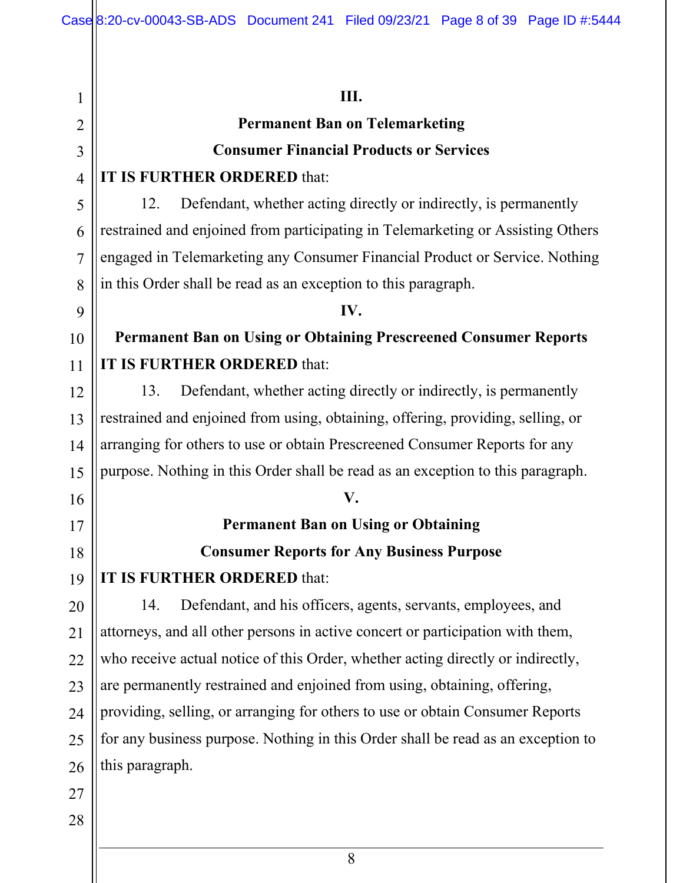## III.

## Permanent Ban on Telemarketing Consumer Financial Products or Services

**IT IS FURTHER ORDERED** that:

12. Defendant, whether acting directly or indirectly, is permanently restrained and enjoined from participating in Telemarketing or Assisting Others engaged in Telemarketing any Consumer Financial Product or Service. Nothing in this Order shall be read as an exception to this paragraph.

## IV.

## Permanent Ban on Using or Obtaining Prescreened Consumer Reports

**IT IS FURTHER ORDERED** that:

13. Defendant, whether acting directly or indirectly, is permanently restrained and enjoined from using, obtaining, offering, providing, selling, or arranging for others to use or obtain Prescreened Consumer Reports for any purpose. Nothing in this Order shall be read as an exception to this paragraph.

## V.

## Permanent Ban on Using or Obtaining Consumer Reports for Any Business Purpose

**IT IS FURTHER ORDERED** that:

14. Defendant, and his officers, agents, servants, employees, and attorneys, and all other persons in active concert or participation with them, who receive actual notice of this Order, whether acting directly or indirectly, are permanently restrained and enjoined from using, obtaining, offering, providing, selling, or arranging for others to use or obtain Consumer Reports for any business purpose. Nothing in this Order shall be read as an exception to this paragraph.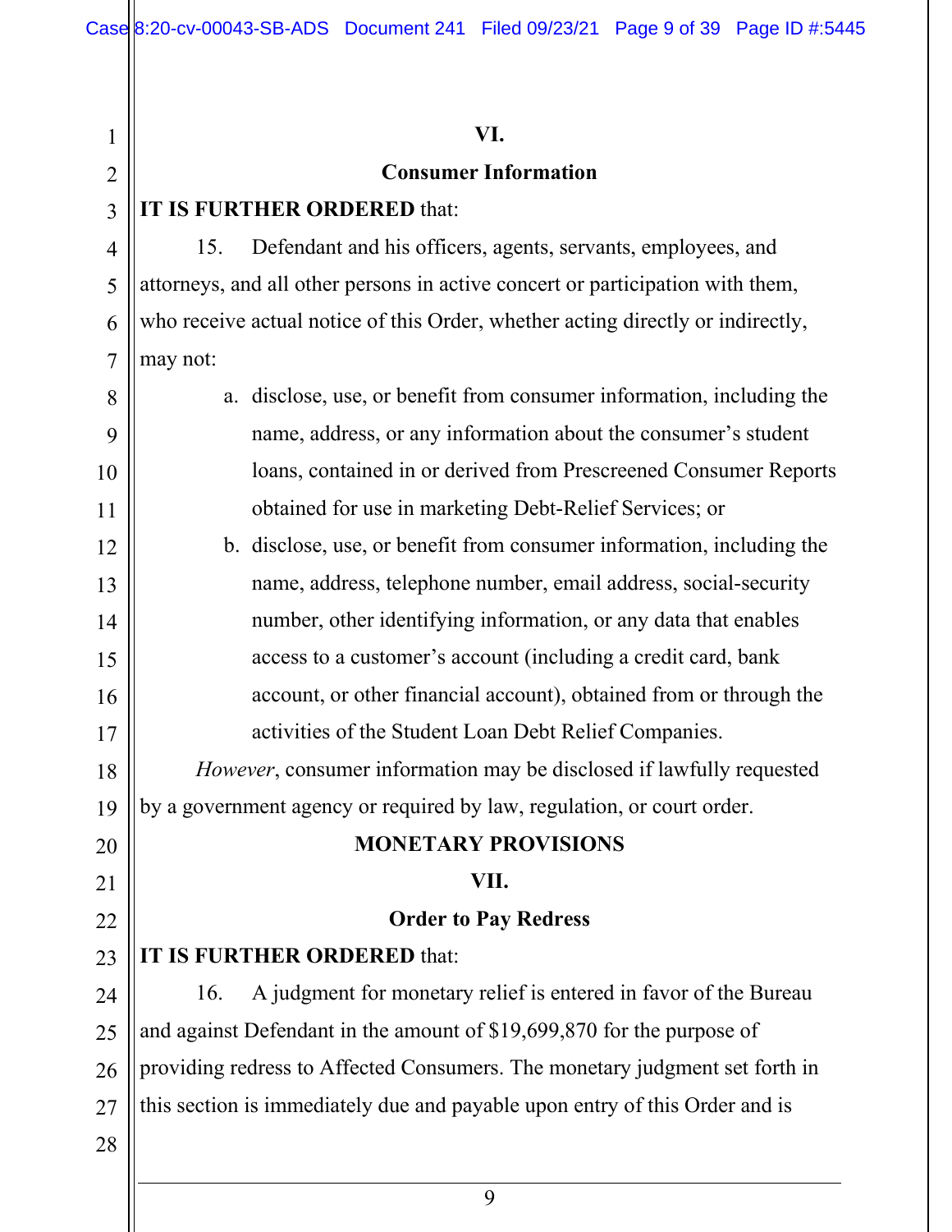## VI.

## Consumer Information

**IT IS FURTHER ORDERED** that:

15. Defendant and his officers, agents, servants, employees, and attorneys, and all other persons in active concert or participation with them, who receive actual notice of this Order, whether acting directly or indirectly, may not:

a. disclose, use, or benefit from consumer information, including the name, address, or any information about the consumer's student loans, contained in or derived from Prescreened Consumer Reports obtained for use in marketing Debt-Relief Services; or

b. disclose, use, or benefit from consumer information, including the name, address, telephone number, email address, social-security number, other identifying information, or any data that enables access to a customer's account (including a credit card, bank account, or other financial account), obtained from or through the activities of the Student Loan Debt Relief Companies.

*However*, consumer information may be disclosed if lawfully requested by a government agency or required by law, regulation, or court order.

## MONETARY PROVISIONS

## VII.

## Order to Pay Redress

**IT IS FURTHER ORDERED** that:

16. A judgment for monetary relief is entered in favor of the Bureau and against Defendant in the amount of $19,699,870 for the purpose of providing redress to Affected Consumers. The monetary judgment set forth in this section is immediately due and payable upon entry of this Order and is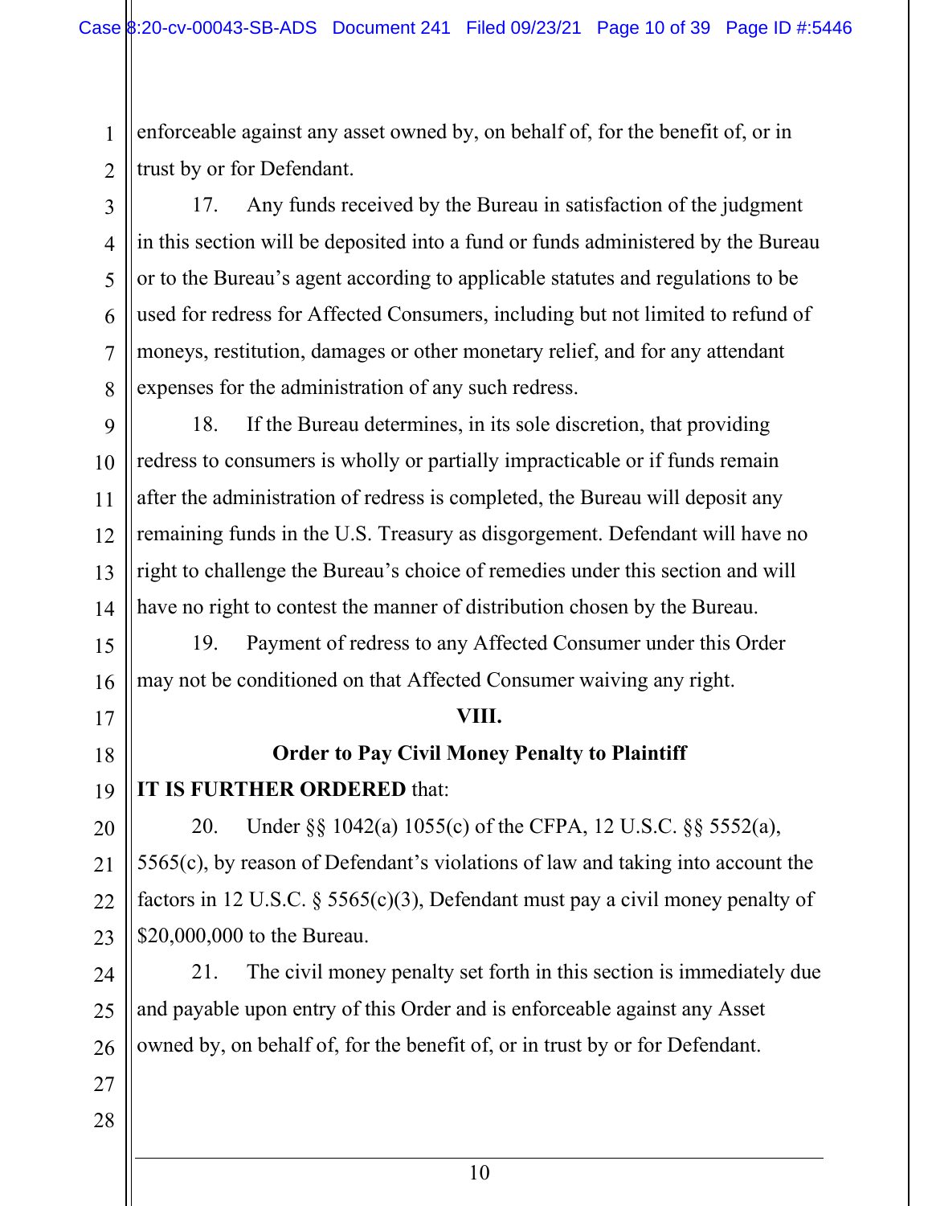enforceable against any asset owned by, on behalf of, for the benefit of, or in trust by or for Defendant.

17. Any funds received by the Bureau in satisfaction of the judgment in this section will be deposited into a fund or funds administered by the Bureau or to the Bureau's agent according to applicable statutes and regulations to be used for redress for Affected Consumers, including but not limited to refund of moneys, restitution, damages or other monetary relief, and for any attendant expenses for the administration of any such redress.

18. If the Bureau determines, in its sole discretion, that providing redress to consumers is wholly or partially impracticable or if funds remain after the administration of redress is completed, the Bureau will deposit any remaining funds in the U.S. Treasury as disgorgement. Defendant will have no right to challenge the Bureau's choice of remedies under this section and will have no right to contest the manner of distribution chosen by the Bureau.

19. Payment of redress to any Affected Consumer under this Order may not be conditioned on that Affected Consumer waiving any right.

## VIII.

## Order to Pay Civil Money Penalty to Plaintiff

**IT IS FURTHER ORDERED** that:

20. Under §§ 1042(a) 1055(c) of the CFPA, 12 U.S.C. §§ 5552(a), 5565(c), by reason of Defendant's violations of law and taking into account the factors in 12 U.S.C. § 5565(c)(3), Defendant must pay a civil money penalty of $20,000,000 to the Bureau.

21. The civil money penalty set forth in this section is immediately due and payable upon entry of this Order and is enforceable against any Asset owned by, on behalf of, for the benefit of, or in trust by or for Defendant.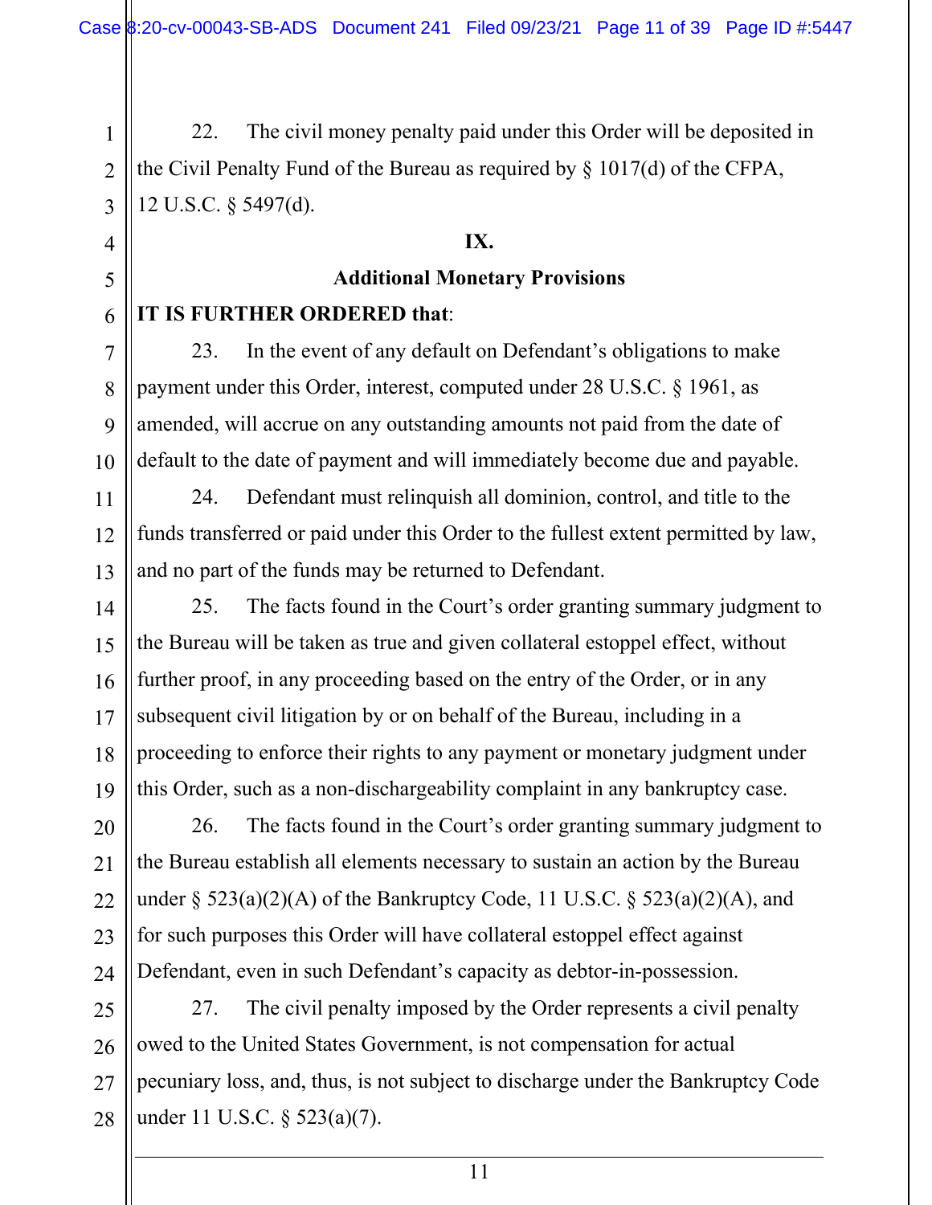22. The civil money penalty paid under this Order will be deposited in the Civil Penalty Fund of the Bureau as required by § 1017(d) of the CFPA, 12 U.S.C. § 5497(d).

## IX.

## Additional Monetary Provisions

**IT IS FURTHER ORDERED that**:

23. In the event of any default on Defendant's obligations to make payment under this Order, interest, computed under 28 U.S.C. § 1961, as amended, will accrue on any outstanding amounts not paid from the date of default to the date of payment and will immediately become due and payable.

24. Defendant must relinquish all dominion, control, and title to the funds transferred or paid under this Order to the fullest extent permitted by law, and no part of the funds may be returned to Defendant.

25. The facts found in the Court's order granting summary judgment to the Bureau will be taken as true and given collateral estoppel effect, without further proof, in any proceeding based on the entry of the Order, or in any subsequent civil litigation by or on behalf of the Bureau, including in a proceeding to enforce their rights to any payment or monetary judgment under this Order, such as a non-dischargeability complaint in any bankruptcy case.

26. The facts found in the Court's order granting summary judgment to the Bureau establish all elements necessary to sustain an action by the Bureau under § 523(a)(2)(A) of the Bankruptcy Code, 11 U.S.C. § 523(a)(2)(A), and for such purposes this Order will have collateral estoppel effect against Defendant, even in such Defendant's capacity as debtor-in-possession.

27. The civil penalty imposed by the Order represents a civil penalty owed to the United States Government, is not compensation for actual pecuniary loss, and, thus, is not subject to discharge under the Bankruptcy Code under 11 U.S.C. § 523(a)(7).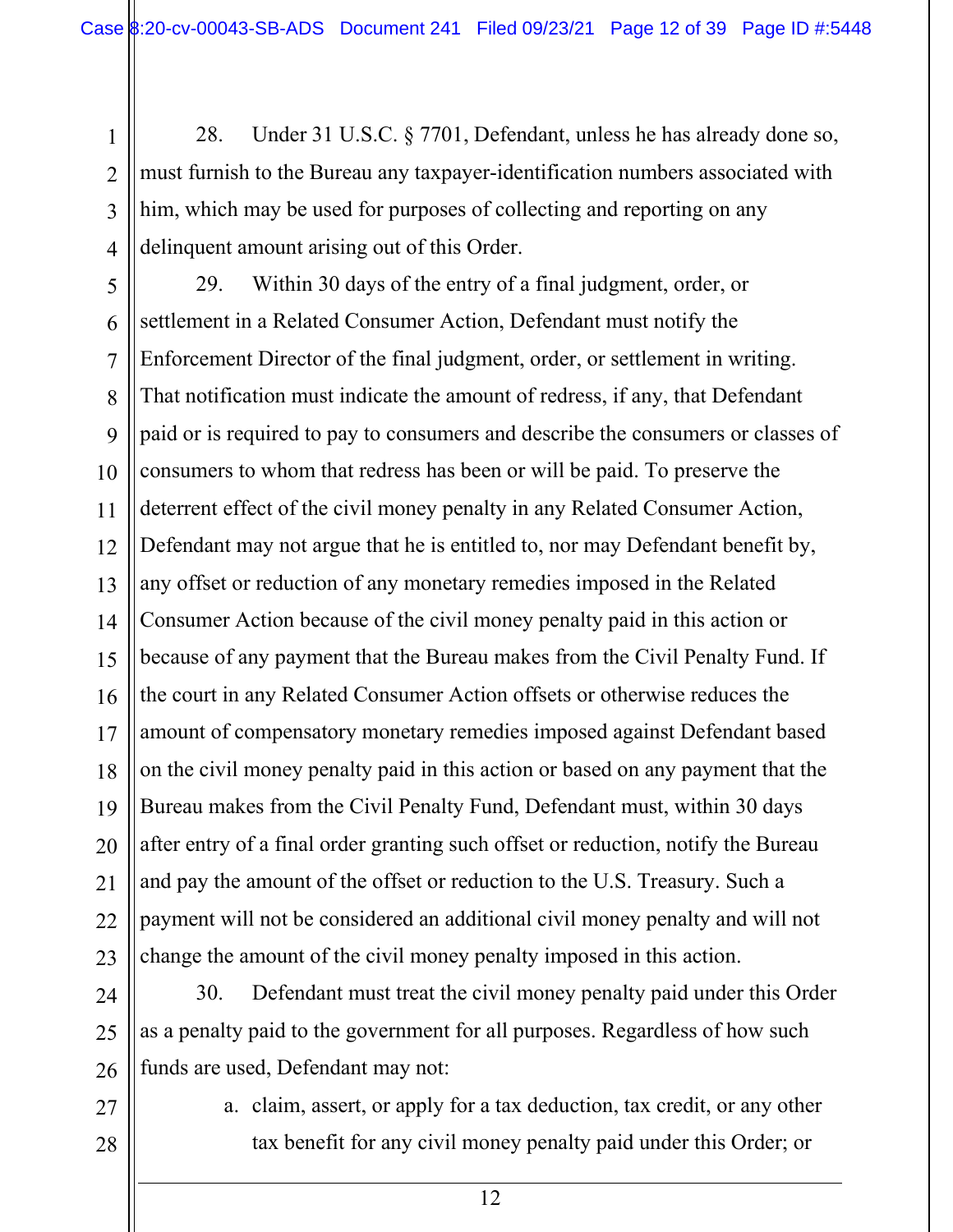28. Under 31 U.S.C. § 7701, Defendant, unless he has already done so, must furnish to the Bureau any taxpayer-identification numbers associated with him, which may be used for purposes of collecting and reporting on any delinquent amount arising out of this Order.

29. Within 30 days of the entry of a final judgment, order, or settlement in a Related Consumer Action, Defendant must notify the Enforcement Director of the final judgment, order, or settlement in writing. That notification must indicate the amount of redress, if any, that Defendant paid or is required to pay to consumers and describe the consumers or classes of consumers to whom that redress has been or will be paid. To preserve the deterrent effect of the civil money penalty in any Related Consumer Action, Defendant may not argue that he is entitled to, nor may Defendant benefit by, any offset or reduction of any monetary remedies imposed in the Related Consumer Action because of the civil money penalty paid in this action or because of any payment that the Bureau makes from the Civil Penalty Fund. If the court in any Related Consumer Action offsets or otherwise reduces the amount of compensatory monetary remedies imposed against Defendant based on the civil money penalty paid in this action or based on any payment that the Bureau makes from the Civil Penalty Fund, Defendant must, within 30 days after entry of a final order granting such offset or reduction, notify the Bureau and pay the amount of the offset or reduction to the U.S. Treasury. Such a payment will not be considered an additional civil money penalty and will not change the amount of the civil money penalty imposed in this action.

30. Defendant must treat the civil money penalty paid under this Order as a penalty paid to the government for all purposes. Regardless of how such funds are used, Defendant may not:

a. claim, assert, or apply for a tax deduction, tax credit, or any other tax benefit for any civil money penalty paid under this Order; or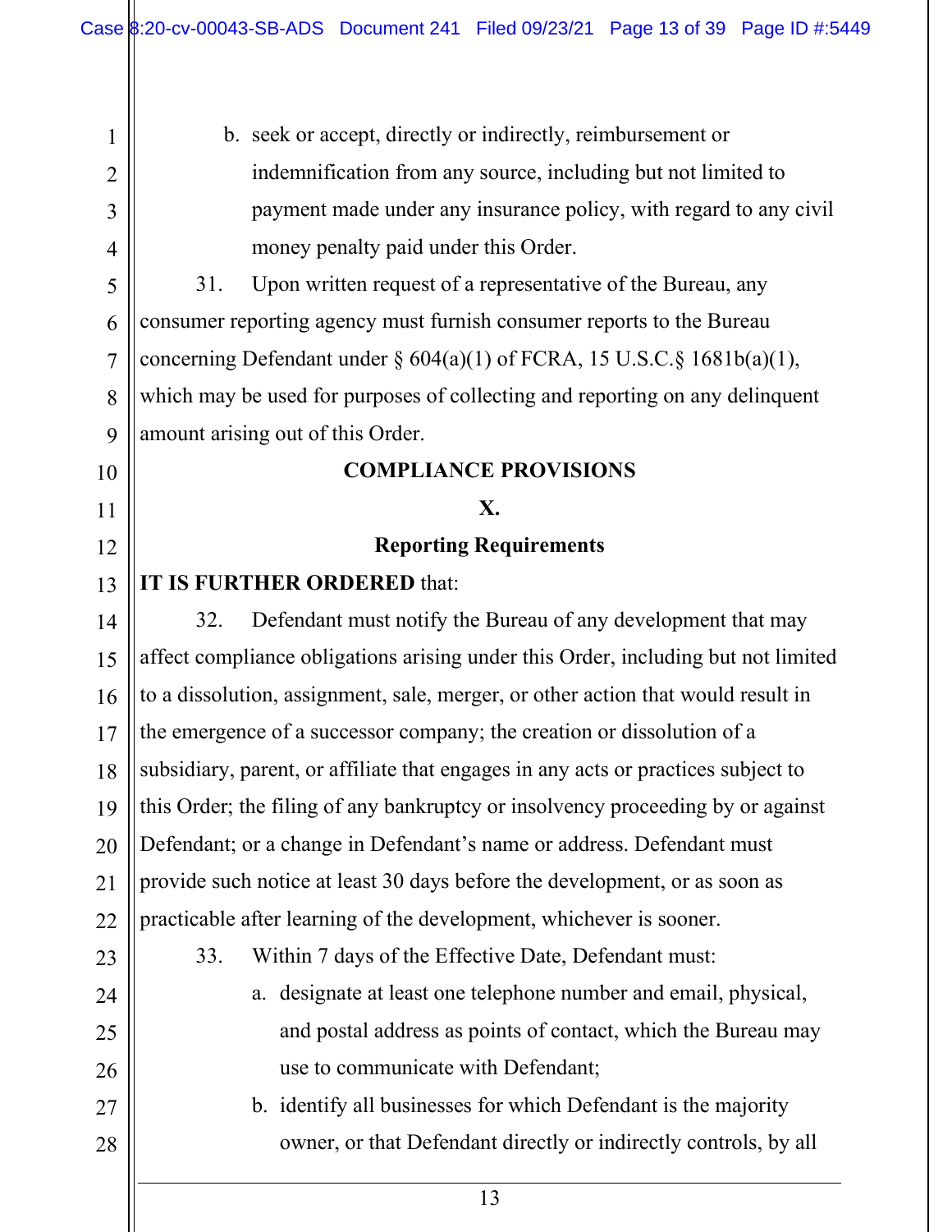b. seek or accept, directly or indirectly, reimbursement or indemnification from any source, including but not limited to payment made under any insurance policy, with regard to any civil money penalty paid under this Order.

31. Upon written request of a representative of the Bureau, any consumer reporting agency must furnish consumer reports to the Bureau concerning Defendant under § 604(a)(1) of FCRA, 15 U.S.C.§ 1681b(a)(1), which may be used for purposes of collecting and reporting on any delinquent amount arising out of this Order.

**COMPLIANCE PROVISIONS**

**X.**

**Reporting Requirements**

**IT IS FURTHER ORDERED** that:

32. Defendant must notify the Bureau of any development that may affect compliance obligations arising under this Order, including but not limited to a dissolution, assignment, sale, merger, or other action that would result in the emergence of a successor company; the creation or dissolution of a subsidiary, parent, or affiliate that engages in any acts or practices subject to this Order; the filing of any bankruptcy or insolvency proceeding by or against Defendant; or a change in Defendant's name or address. Defendant must provide such notice at least 30 days before the development, or as soon as practicable after learning of the development, whichever is sooner.

33. Within 7 days of the Effective Date, Defendant must:

a. designate at least one telephone number and email, physical, and postal address as points of contact, which the Bureau may use to communicate with Defendant;

b. identify all businesses for which Defendant is the majority owner, or that Defendant directly or indirectly controls, by all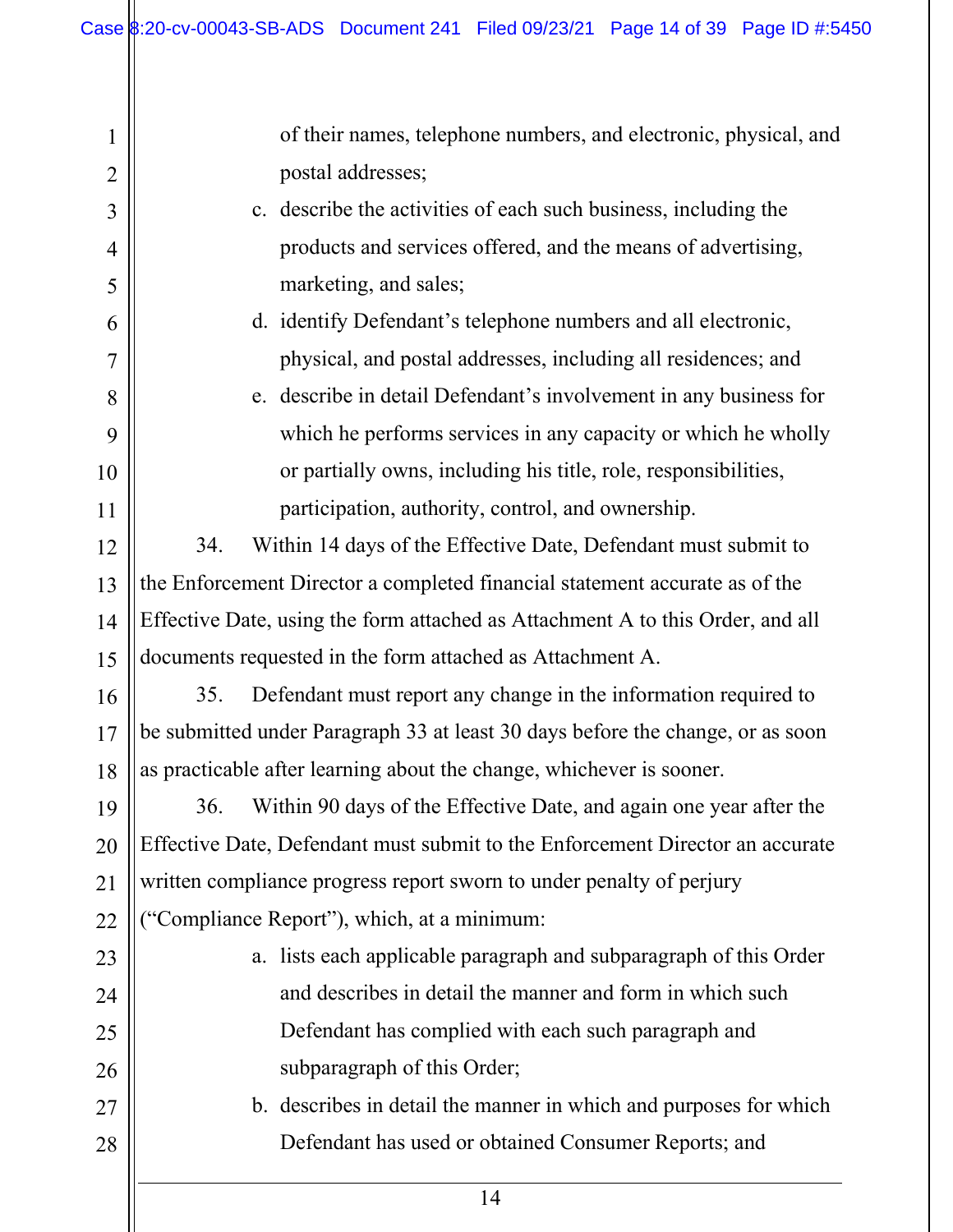of their names, telephone numbers, and electronic, physical, and postal addresses;

c. describe the activities of each such business, including the products and services offered, and the means of advertising, marketing, and sales;

d. identify Defendant's telephone numbers and all electronic, physical, and postal addresses, including all residences; and

e. describe in detail Defendant's involvement in any business for which he performs services in any capacity or which he wholly or partially owns, including his title, role, responsibilities, participation, authority, control, and ownership.

34. Within 14 days of the Effective Date, Defendant must submit to the Enforcement Director a completed financial statement accurate as of the Effective Date, using the form attached as Attachment A to this Order, and all documents requested in the form attached as Attachment A.

35. Defendant must report any change in the information required to be submitted under Paragraph 33 at least 30 days before the change, or as soon as practicable after learning about the change, whichever is sooner.

36. Within 90 days of the Effective Date, and again one year after the Effective Date, Defendant must submit to the Enforcement Director an accurate written compliance progress report sworn to under penalty of perjury ("Compliance Report"), which, at a minimum:

a. lists each applicable paragraph and subparagraph of this Order and describes in detail the manner and form in which such Defendant has complied with each such paragraph and subparagraph of this Order;

b. describes in detail the manner in which and purposes for which Defendant has used or obtained Consumer Reports; and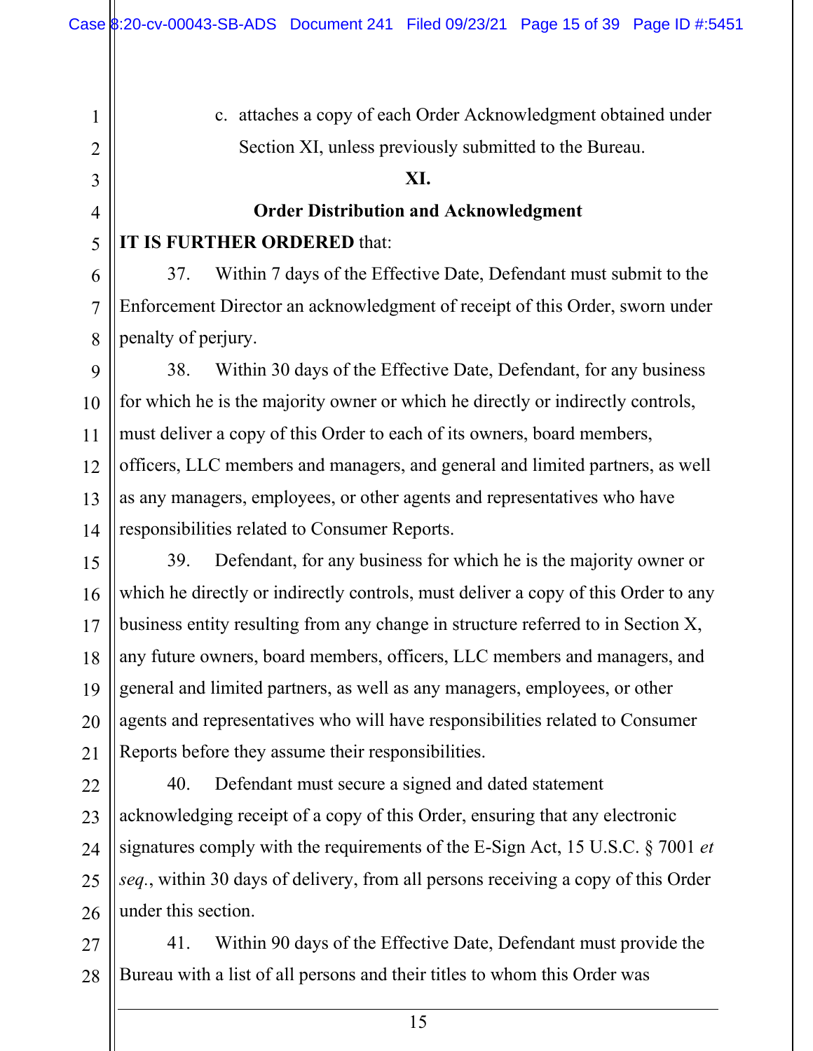c. attaches a copy of each Order Acknowledgment obtained under Section XI, unless previously submitted to the Bureau.

## XI.

## Order Distribution and Acknowledgment

**IT IS FURTHER ORDERED** that:

37. Within 7 days of the Effective Date, Defendant must submit to the Enforcement Director an acknowledgment of receipt of this Order, sworn under penalty of perjury.

38. Within 30 days of the Effective Date, Defendant, for any business for which he is the majority owner or which he directly or indirectly controls, must deliver a copy of this Order to each of its owners, board members, officers, LLC members and managers, and general and limited partners, as well as any managers, employees, or other agents and representatives who have responsibilities related to Consumer Reports.

39. Defendant, for any business for which he is the majority owner or which he directly or indirectly controls, must deliver a copy of this Order to any business entity resulting from any change in structure referred to in Section X, any future owners, board members, officers, LLC members and managers, and general and limited partners, as well as any managers, employees, or other agents and representatives who will have responsibilities related to Consumer Reports before they assume their responsibilities.

40. Defendant must secure a signed and dated statement acknowledging receipt of a copy of this Order, ensuring that any electronic signatures comply with the requirements of the E-Sign Act, 15 U.S.C. § 7001 *et seq.*, within 30 days of delivery, from all persons receiving a copy of this Order under this section.

41. Within 90 days of the Effective Date, Defendant must provide the Bureau with a list of all persons and their titles to whom this Order was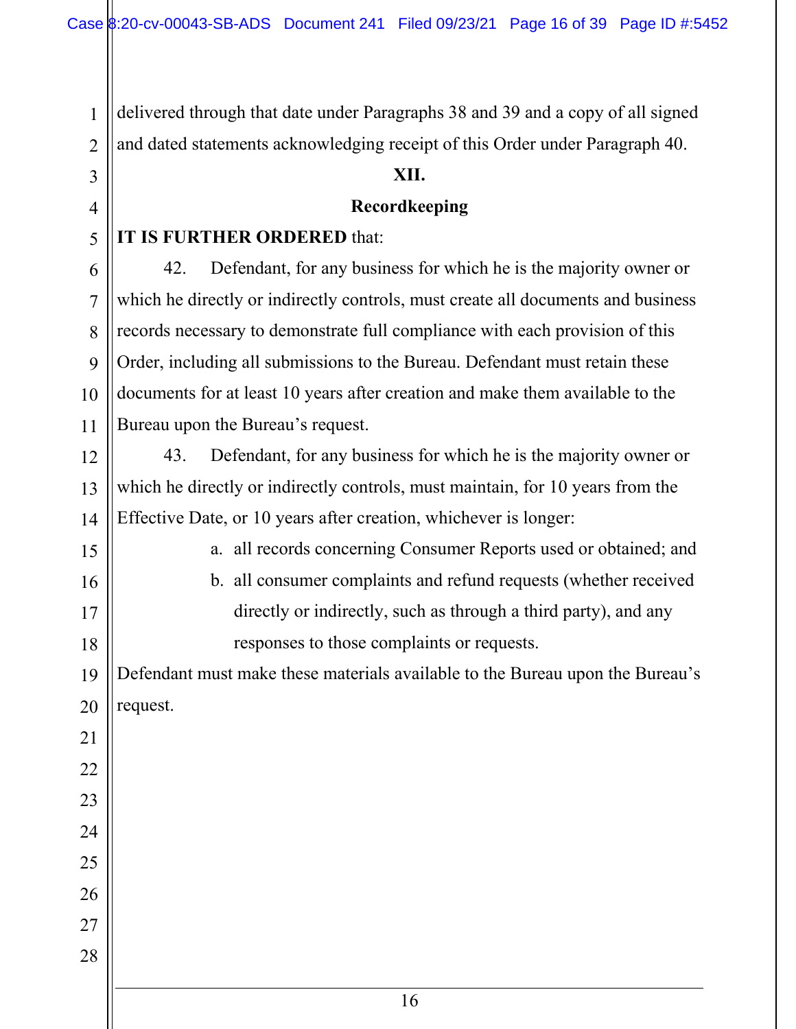delivered through that date under Paragraphs 38 and 39 and a copy of all signed and dated statements acknowledging receipt of this Order under Paragraph 40.

## XII.

## Recordkeeping

**IT IS FURTHER ORDERED** that:

42. Defendant, for any business for which he is the majority owner or which he directly or indirectly controls, must create all documents and business records necessary to demonstrate full compliance with each provision of this Order, including all submissions to the Bureau. Defendant must retain these documents for at least 10 years after creation and make them available to the Bureau upon the Bureau's request.

43. Defendant, for any business for which he is the majority owner or which he directly or indirectly controls, must maintain, for 10 years from the Effective Date, or 10 years after creation, whichever is longer:

a. all records concerning Consumer Reports used or obtained; and

b. all consumer complaints and refund requests (whether received directly or indirectly, such as through a third party), and any responses to those complaints or requests.

Defendant must make these materials available to the Bureau upon the Bureau's request.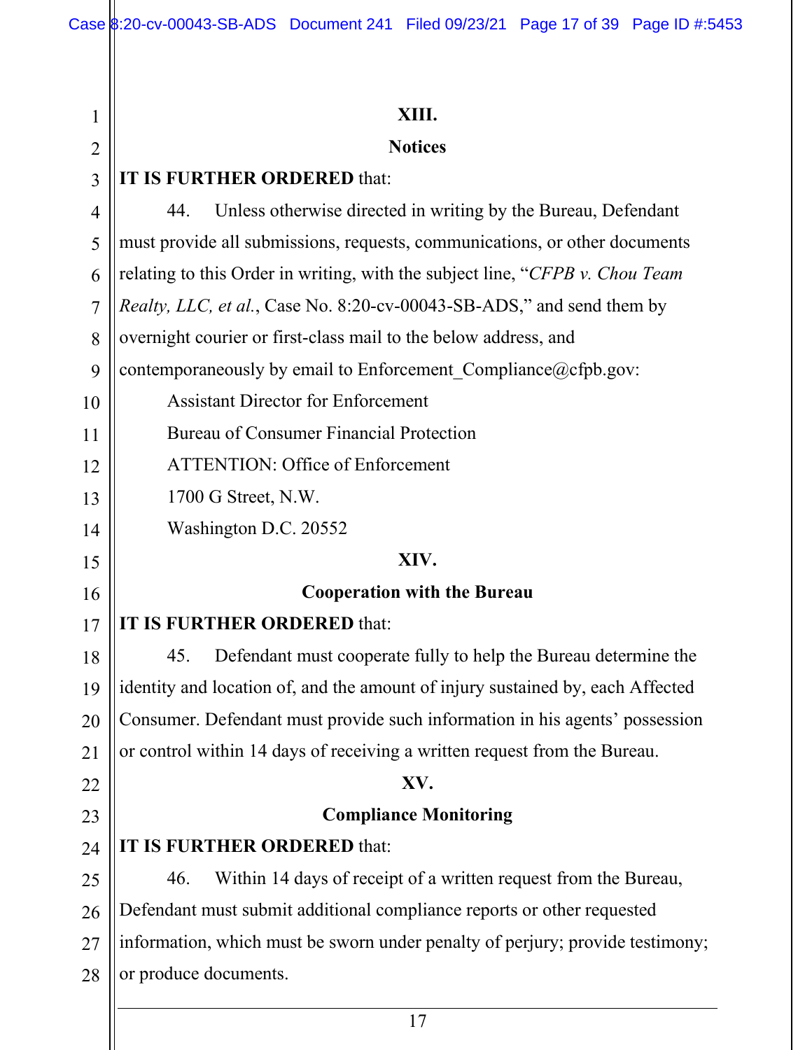## XIII.

## Notices

**IT IS FURTHER ORDERED** that:

44. Unless otherwise directed in writing by the Bureau, Defendant must provide all submissions, requests, communications, or other documents relating to this Order in writing, with the subject line, "*CFPB v. Chou Team Realty, LLC, et al.*, Case No. 8:20-cv-00043-SB-ADS," and send them by overnight courier or first-class mail to the below address, and contemporaneously by email to Enforcement_Compliance@cfpb.gov:

Assistant Director for Enforcement
Bureau of Consumer Financial Protection
ATTENTION: Office of Enforcement
1700 G Street, N.W.
Washington D.C. 20552

## XIV.

## Cooperation with the Bureau

**IT IS FURTHER ORDERED** that:

45. Defendant must cooperate fully to help the Bureau determine the identity and location of, and the amount of injury sustained by, each Affected Consumer. Defendant must provide such information in his agents' possession or control within 14 days of receiving a written request from the Bureau.

## XV.

## Compliance Monitoring

**IT IS FURTHER ORDERED** that:

46. Within 14 days of receipt of a written request from the Bureau, Defendant must submit additional compliance reports or other requested information, which must be sworn under penalty of perjury; provide testimony; or produce documents.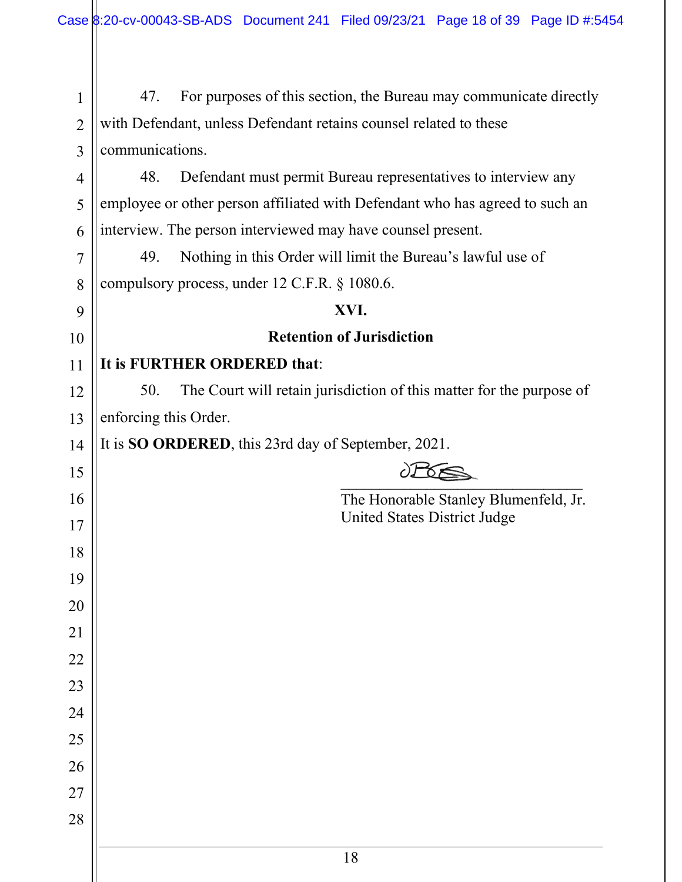47. For purposes of this section, the Bureau may communicate directly with Defendant, unless Defendant retains counsel related to these communications.

48. Defendant must permit Bureau representatives to interview any employee or other person affiliated with Defendant who has agreed to such an interview. The person interviewed may have counsel present.

49. Nothing in this Order will limit the Bureau's lawful use of compulsory process, under 12 C.F.R. § 1080.6.

## XVI.

## Retention of Jurisdiction

**It is FURTHER ORDERED that**:

50. The Court will retain jurisdiction of this matter for the purpose of enforcing this Order.

It is **SO ORDERED**, this 23rd day of September, 2021.

\_\_\_\_\_\_\_\_\_\_\_\_\_\_\_\_\_\_\_\_\_\_\_\_\_\_\_\_\_\_\_\_\_\_\_\_

The Honorable Stanley Blumenfeld, Jr.
United States District Judge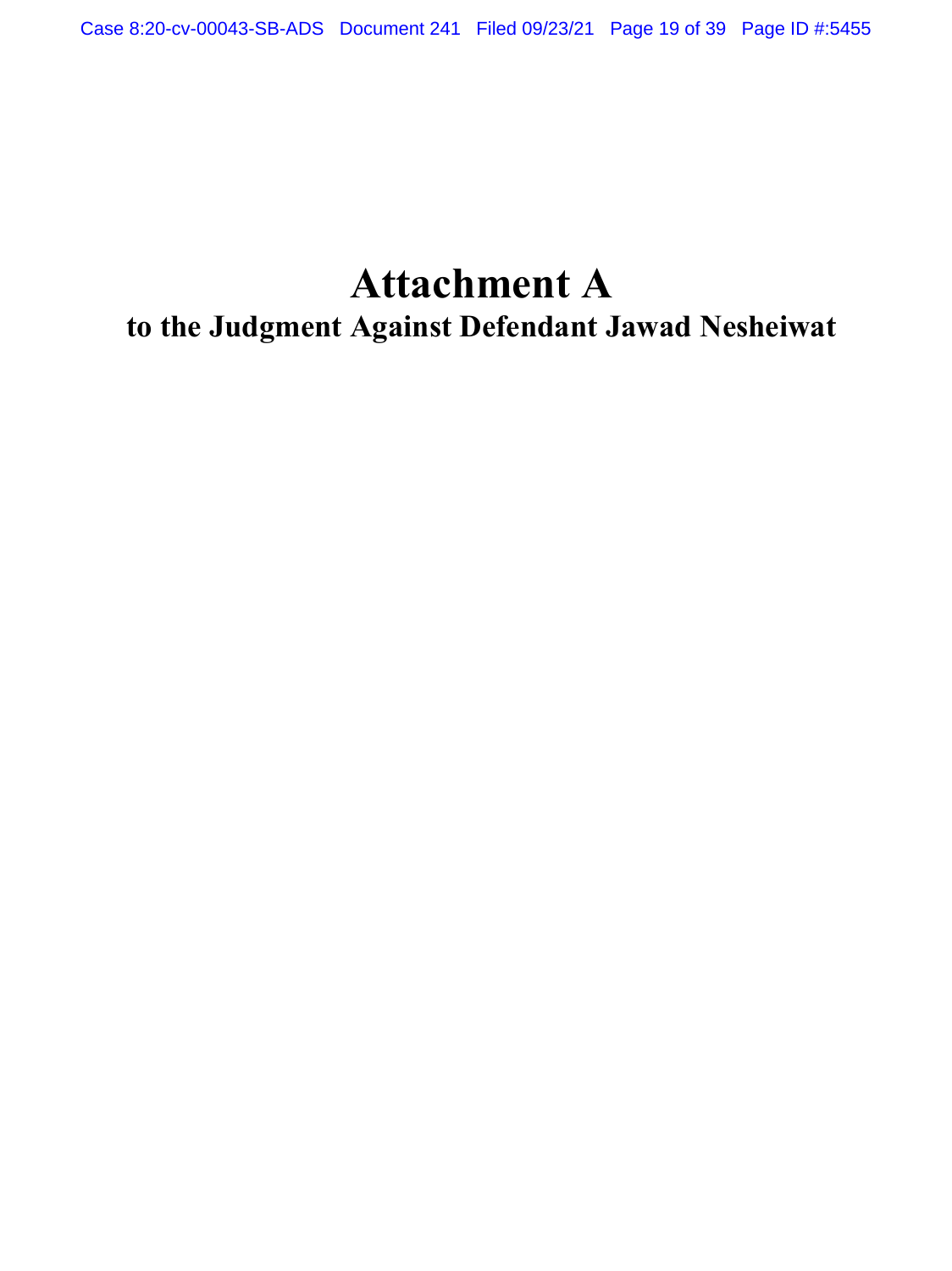# Attachment A

## to the Judgment Against Defendant Jawad Nesheiwat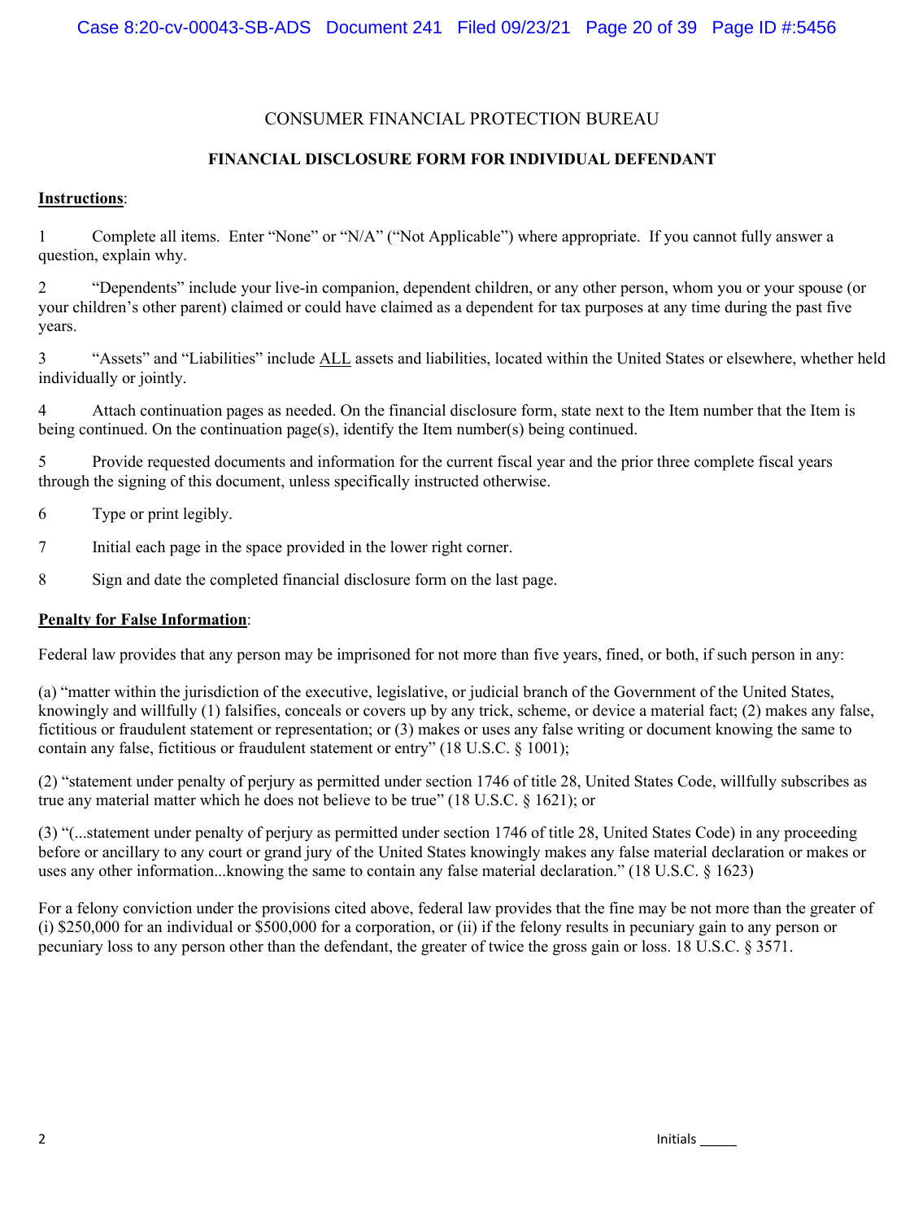CONSUMER FINANCIAL PROTECTION BUREAU

**FINANCIAL DISCLOSURE FORM FOR INDIVIDUAL DEFENDANT**

**Instructions**:

1 Complete all items. Enter "None" or "N/A" ("Not Applicable") where appropriate. If you cannot fully answer a question, explain why.

2 "Dependents" include your live-in companion, dependent children, or any other person, whom you or your spouse (or your children's other parent) claimed or could have claimed as a dependent for tax purposes at any time during the past five years.

3 "Assets" and "Liabilities" include ALL assets and liabilities, located within the United States or elsewhere, whether held individually or jointly.

4 Attach continuation pages as needed. On the financial disclosure form, state next to the Item number that the Item is being continued. On the continuation page(s), identify the Item number(s) being continued.

5 Provide requested documents and information for the current fiscal year and the prior three complete fiscal years through the signing of this document, unless specifically instructed otherwise.

6 Type or print legibly.

7 Initial each page in the space provided in the lower right corner.

8 Sign and date the completed financial disclosure form on the last page.

**Penalty for False Information**:

Federal law provides that any person may be imprisoned for not more than five years, fined, or both, if such person in any:

(a) "matter within the jurisdiction of the executive, legislative, or judicial branch of the Government of the United States, knowingly and willfully (1) falsifies, conceals or covers up by any trick, scheme, or device a material fact; (2) makes any false, fictitious or fraudulent statement or representation; or (3) makes or uses any false writing or document knowing the same to contain any false, fictitious or fraudulent statement or entry" (18 U.S.C. § 1001);

(2) "statement under penalty of perjury as permitted under section 1746 of title 28, United States Code, willfully subscribes as true any material matter which he does not believe to be true" (18 U.S.C. § 1621); or

(3) "(...statement under penalty of perjury as permitted under section 1746 of title 28, United States Code) in any proceeding before or ancillary to any court or grand jury of the United States knowingly makes any false material declaration or makes or uses any other information...knowing the same to contain any false material declaration." (18 U.S.C. § 1623)

For a felony conviction under the provisions cited above, federal law provides that the fine may be not more than the greater of (i) $250,000 for an individual or $500,000 for a corporation, or (ii) if the felony results in pecuniary gain to any person or pecuniary loss to any person other than the defendant, the greater of twice the gross gain or loss. 18 U.S.C. § 3571.

Initials _____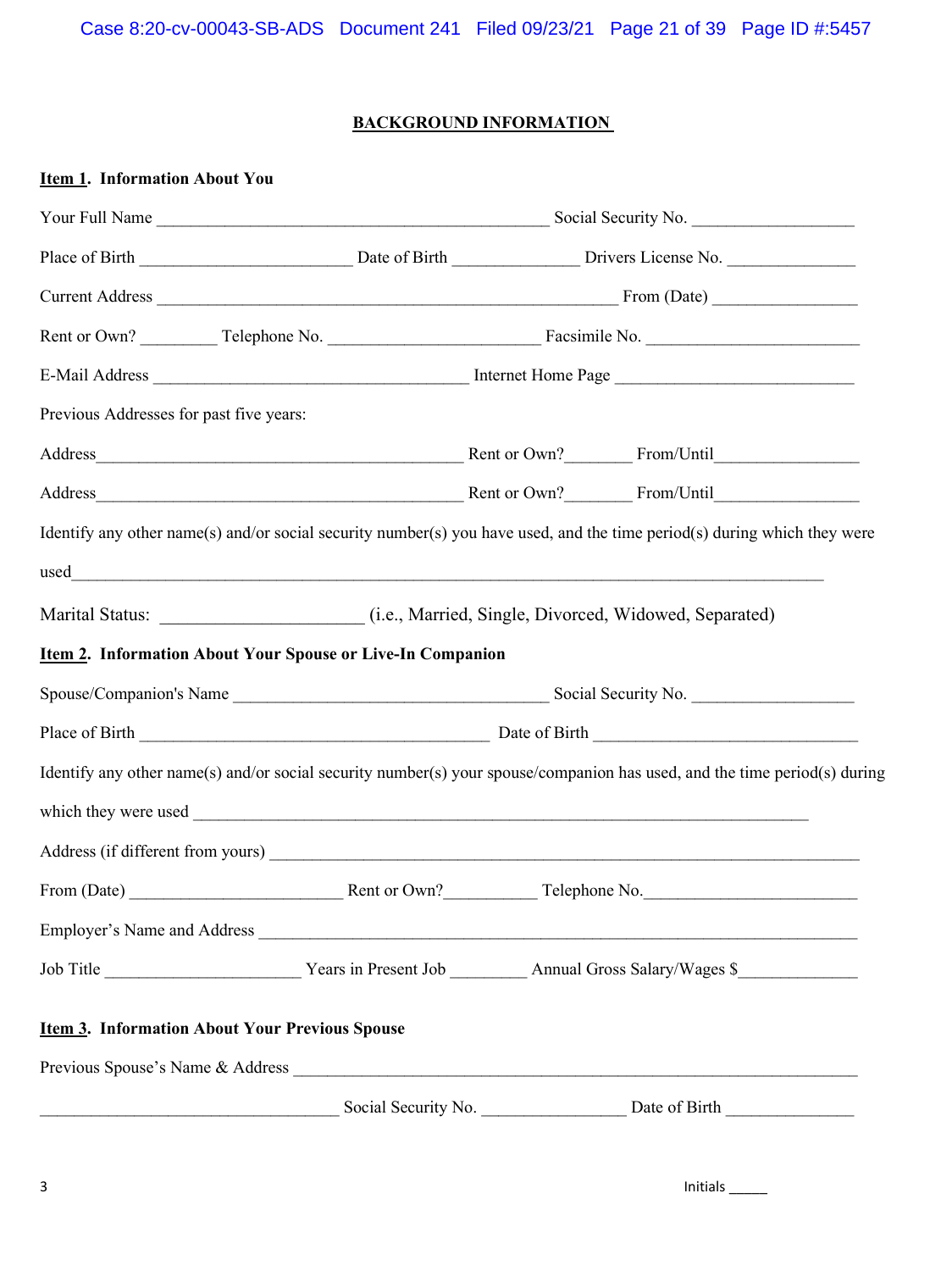## BACKGROUND INFORMATION

**Item 1. Information About You**

Your Full Name ______________________________________________ Social Security No. ___________________

Place of Birth _________________________ Date of Birth _______________ Drivers License No. _______________

Current Address ______________________________________________________ From (Date) _________________

Rent or Own? _________ Telephone No. _________________________ Facsimile No. _________________________

E-Mail Address _____________________________________ Internet Home Page ____________________________

Previous Addresses for past five years:

Address___________________________________________ Rent or Own?________ From/Until_________________

Address___________________________________________ Rent or Own?________ From/Until_________________

Identify any other name(s) and/or social security number(s) you have used, and the time period(s) during which they were used_________________________________________________________________________________________

Marital Status: ________________________ (i.e., Married, Single, Divorced, Widowed, Separated)

**Item 2. Information About Your Spouse or Live-In Companion**

Spouse/Companion's Name _____________________________________ Social Security No. ___________________

Place of Birth __________________________________________ Date of Birth _______________________________

Identify any other name(s) and/or social security number(s) your spouse/companion has used, and the time period(s) during which they were used ________________________________________________________________________

Address (if different from yours) ___________________________________________________________________

From (Date) _________________________ Rent or Own?___________ Telephone No.__________________________

Employer's Name and Address ____________________________________________________________________

Job Title _______________________ Years in Present Job _________ Annual Gross Salary/Wages $______________

**Item 3. Information About Your Previous Spouse**

Previous Spouse's Name & Address _________________________________________________________________

___________________________________ Social Security No. _________________ Date of Birth _______________

Initials _____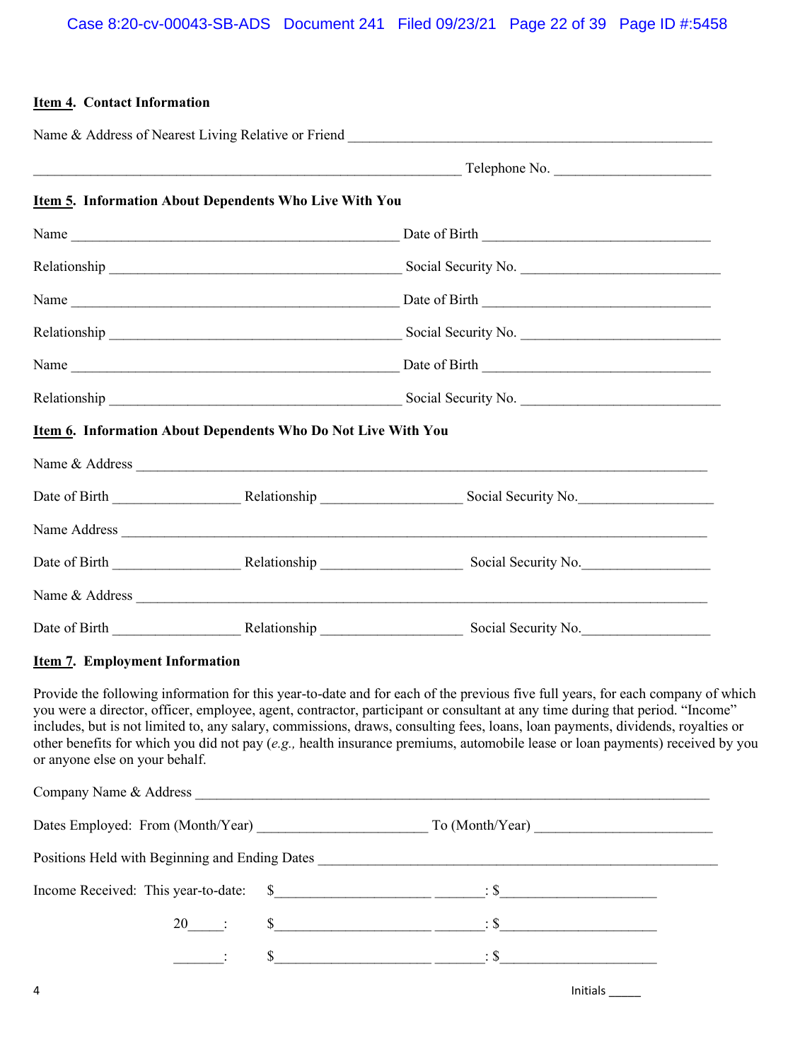**<u>Item 4</u>. Contact Information**

Name & Address of Nearest Living Relative or Friend ____________________________________________________

_____________________________________________________________ Telephone No. ______________________

**<u>Item 5</u>. Information About Dependents Who Live With You**

Name ______________________________________________ Date of Birth ________________________________

Relationship __________________________________________ Social Security No. ___________________________

Name ______________________________________________ Date of Birth ________________________________

Relationship __________________________________________ Social Security No. ___________________________

Name ______________________________________________ Date of Birth ________________________________

Relationship __________________________________________ Social Security No. ___________________________

**<u>Item 6</u>. Information About Dependents Who Do Not Live With You**

Name & Address ________________________________________________________________________________

Date of Birth __________________ Relationship ____________________ Social Security No.___________________

Name Address __________________________________________________________________________________

Date of Birth __________________ Relationship ____________________ Social Security No.___________________

Name & Address ________________________________________________________________________________

Date of Birth __________________ Relationship ____________________ Social Security No.___________________

**<u>Item 7</u>. Employment Information**

Provide the following information for this year-to-date and for each of the previous five full years, for each company of which you were a director, officer, employee, agent, contractor, participant or consultant at any time during that period. "Income" includes, but is not limited to, any salary, commissions, draws, consulting fees, loans, loan payments, dividends, royalties or other benefits for which you did not pay (*e.g.,* health insurance premiums, automobile lease or loan payments) received by you or anyone else on your behalf.

Company Name & Address ___________________________________________________________________________

Dates Employed: From (Month/Year) _______________________ To (Month/Year) ________________________

Positions Held with Beginning and Ending Dates __________________________________________________________

Income Received: This year-to-date: $______________________ _______: $______________________

20_____: $______________________ _______: $______________________

_______: $______________________ _______: $______________________

Initials _____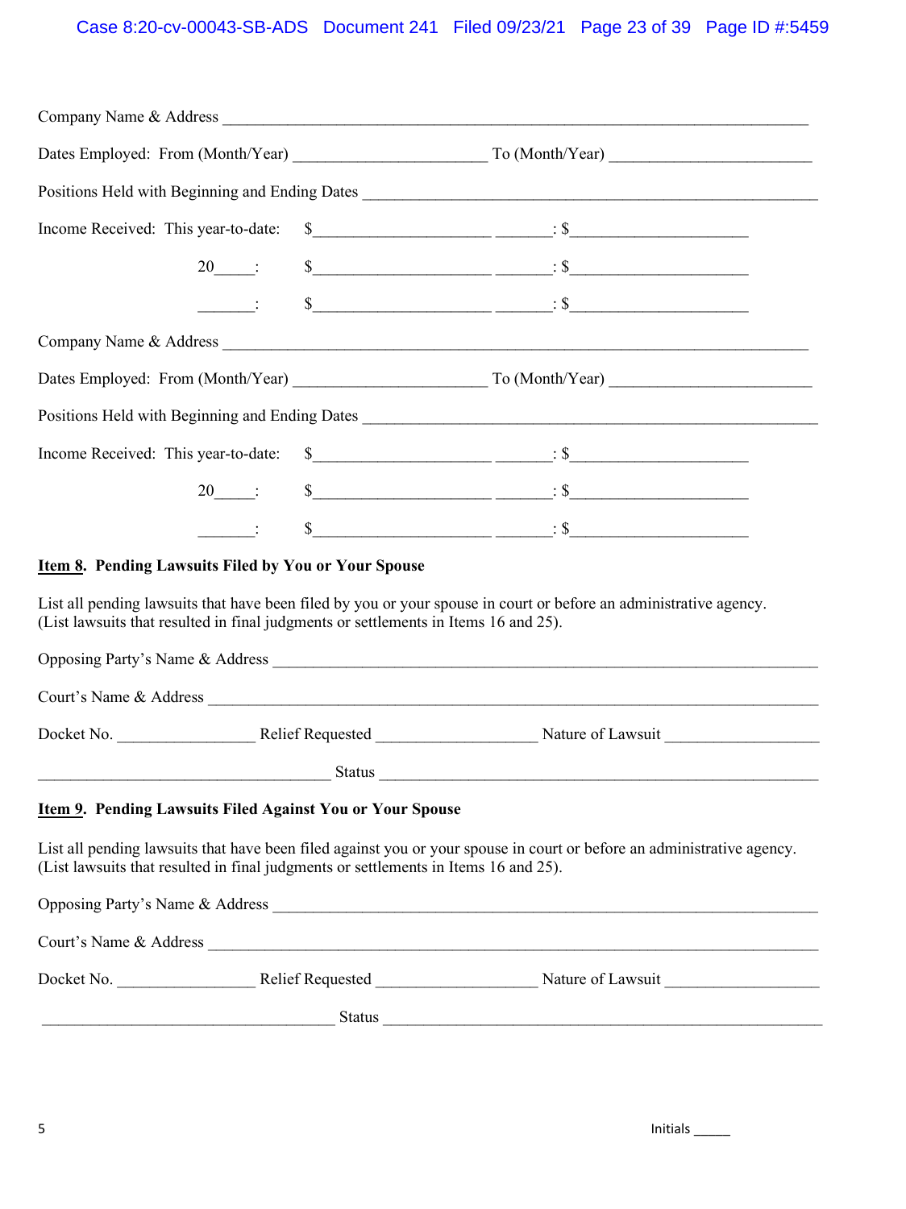Company Name & Address ____________________________________________________________________

Dates Employed: From (Month/Year) ______________________ To (Month/Year) ________________________

Positions Held with Beginning and Ending Dates ______________________________________________________

Income Received: This year-to-date: $____________________ _______: $____________________

20_____: $____________________ _______: $____________________

_______: $____________________ _______: $____________________

Company Name & Address ____________________________________________________________________

Dates Employed: From (Month/Year) ______________________ To (Month/Year) ________________________

Positions Held with Beginning and Ending Dates ______________________________________________________

Income Received: This year-to-date: $____________________ _______: $____________________

20_____: $____________________ _______: $____________________

_______: $____________________ _______: $____________________

**Item 8. Pending Lawsuits Filed by You or Your Spouse**

List all pending lawsuits that have been filed by you or your spouse in court or before an administrative agency. (List lawsuits that resulted in final judgments or settlements in Items 16 and 25).

Opposing Party's Name & Address ______________________________________________________________

Court's Name & Address ______________________________________________________________________

Docket No. ________________ Relief Requested ___________________ Nature of Lawsuit __________________

___________________________________ Status ____________________________________________________

**Item 9. Pending Lawsuits Filed Against You or Your Spouse**

List all pending lawsuits that have been filed against you or your spouse in court or before an administrative agency. (List lawsuits that resulted in final judgments or settlements in Items 16 and 25).

Opposing Party's Name & Address ______________________________________________________________

Court's Name & Address ______________________________________________________________________

Docket No. ________________ Relief Requested ___________________ Nature of Lawsuit __________________

___________________________________ Status ____________________________________________________

Initials _____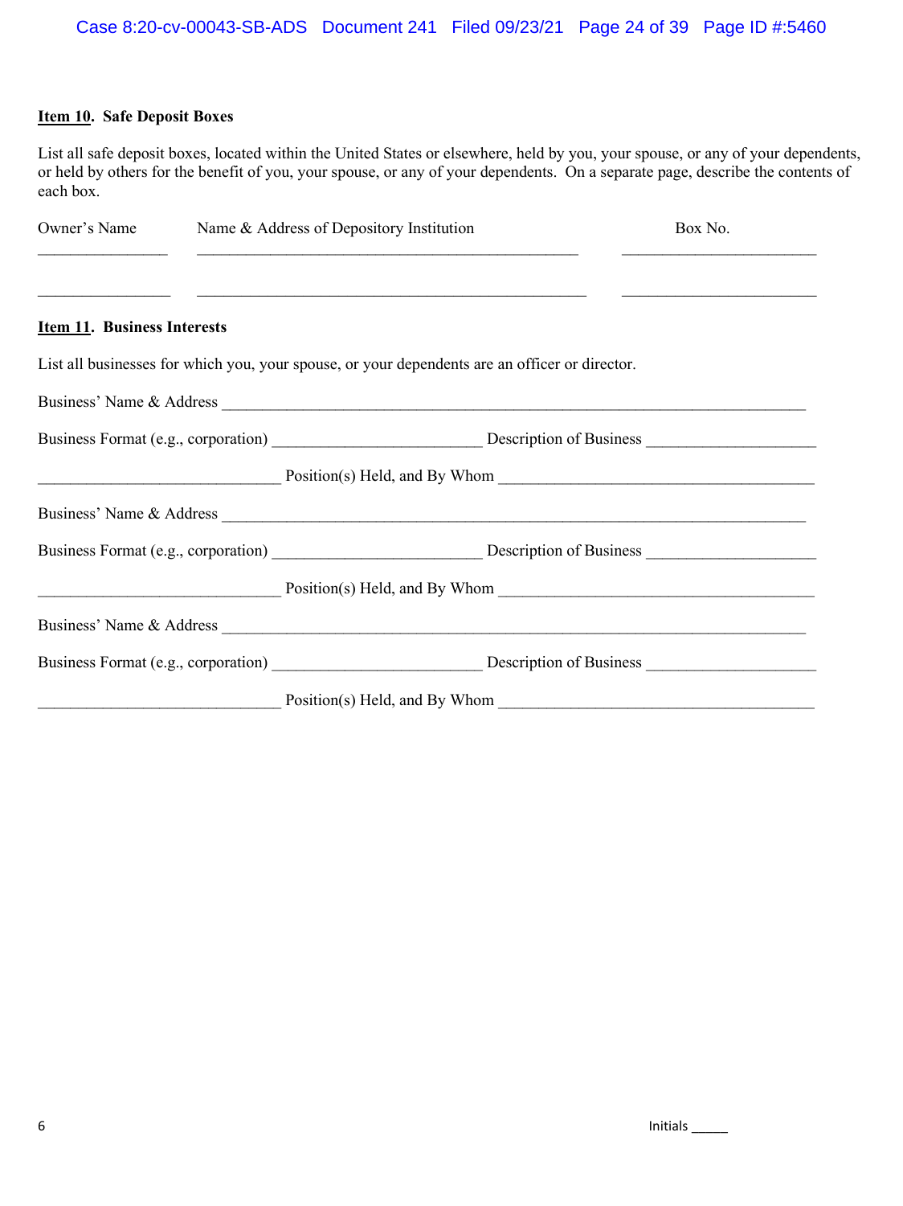**Item 10. Safe Deposit Boxes**

List all safe deposit boxes, located within the United States or elsewhere, held by you, your spouse, or any of your dependents, or held by others for the benefit of you, your spouse, or any of your dependents. On a separate page, describe the contents of each box.

| Owner's Name | Name & Address of Depository Institution | Box No. |
|---|---|---|
| | | |
| | | |

**Item 11. Business Interests**

List all businesses for which you, your spouse, or your dependents are an officer or director.

Business' Name & Address ______________________________________________________________

Business Format (e.g., corporation) ____________________ Description of Business ________________

______________________ Position(s) Held, and By Whom ______________________________

Business' Name & Address ______________________________________________________________

Business Format (e.g., corporation) ____________________ Description of Business ________________

______________________ Position(s) Held, and By Whom ______________________________

Business' Name & Address ______________________________________________________________

Business Format (e.g., corporation) ____________________ Description of Business ________________

______________________ Position(s) Held, and By Whom ______________________________

Initials _____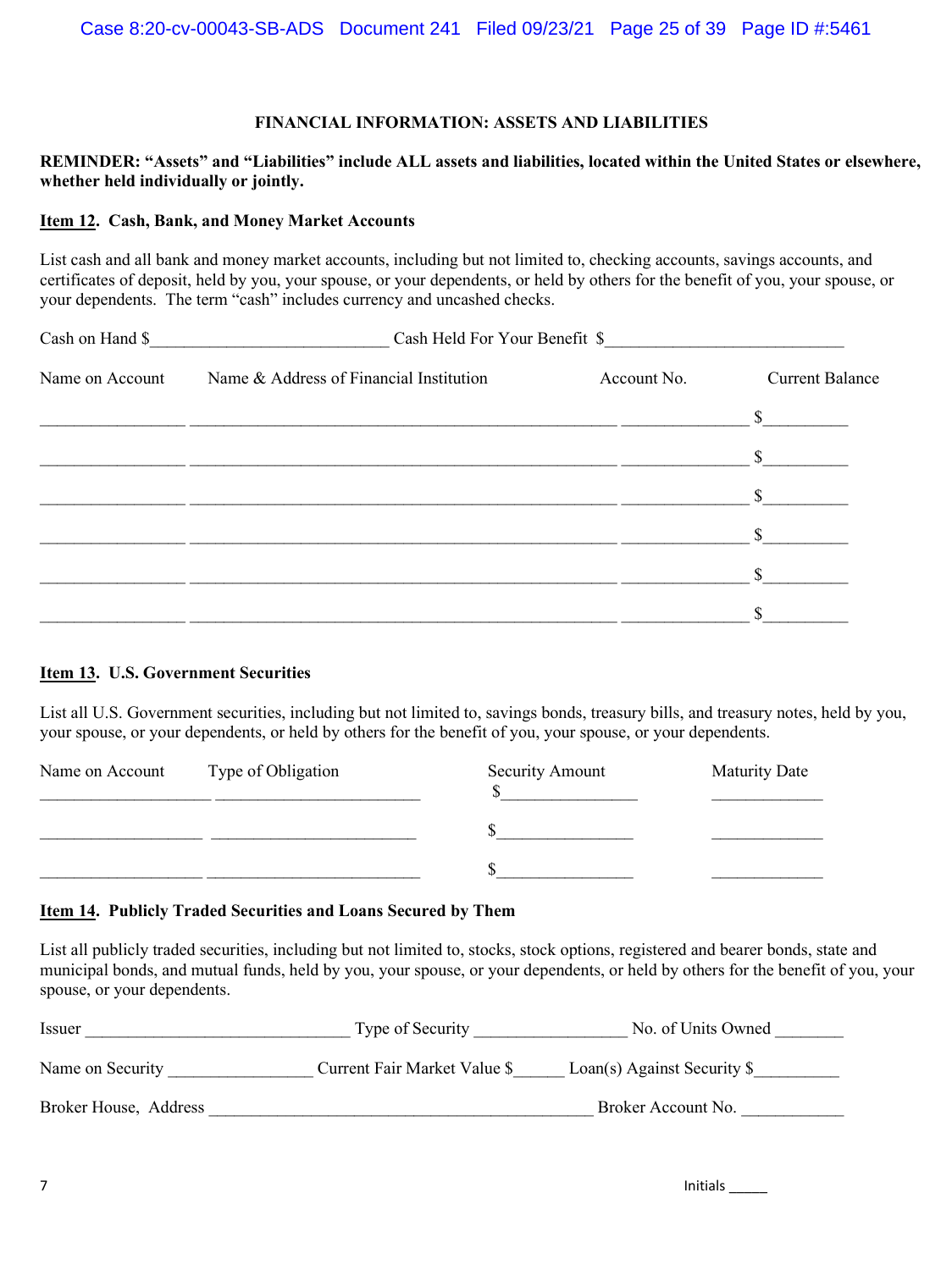## FINANCIAL INFORMATION: ASSETS AND LIABILITIES

**REMINDER: "Assets" and "Liabilities" include ALL assets and liabilities, located within the United States or elsewhere, whether held individually or jointly.**

**<u>Item 12</u>. Cash, Bank, and Money Market Accounts**

List cash and all bank and money market accounts, including but not limited to, checking accounts, savings accounts, and certificates of deposit, held by you, your spouse, or your dependents, or held by others for the benefit of you, your spouse, or your dependents. The term "cash" includes currency and uncashed checks.

Cash on Hand $___________________________ Cash Held For Your Benefit $___________________________

| Name on Account | Name & Address of Financial Institution | Account No. | Current Balance |
|---|---|---|---|
| | | | $ |
| | | | $ |
| | | | $ |
| | | | $ |
| | | | $ |
| | | | $ |

**<u>Item 13</u>. U.S. Government Securities**

List all U.S. Government securities, including but not limited to, savings bonds, treasury bills, and treasury notes, held by you, your spouse, or your dependents, or held by others for the benefit of you, your spouse, or your dependents.

| Name on Account | Type of Obligation | Security Amount | Maturity Date |
|---|---|---|---|
| | | $ | |
| | | $ | |
| | | $ | |

**<u>Item 14</u>. Publicly Traded Securities and Loans Secured by Them**

List all publicly traded securities, including but not limited to, stocks, stock options, registered and bearer bonds, state and municipal bonds, and mutual funds, held by you, your spouse, or your dependents, or held by others for the benefit of you, your spouse, or your dependents.

Issuer ______________________________ Type of Security _________________ No. of Units Owned ________

Name on Security ________________ Current Fair Market Value $______ Loan(s) Against Security $__________

Broker House, Address ____________________________________________ Broker Account No. ____________

Initials _____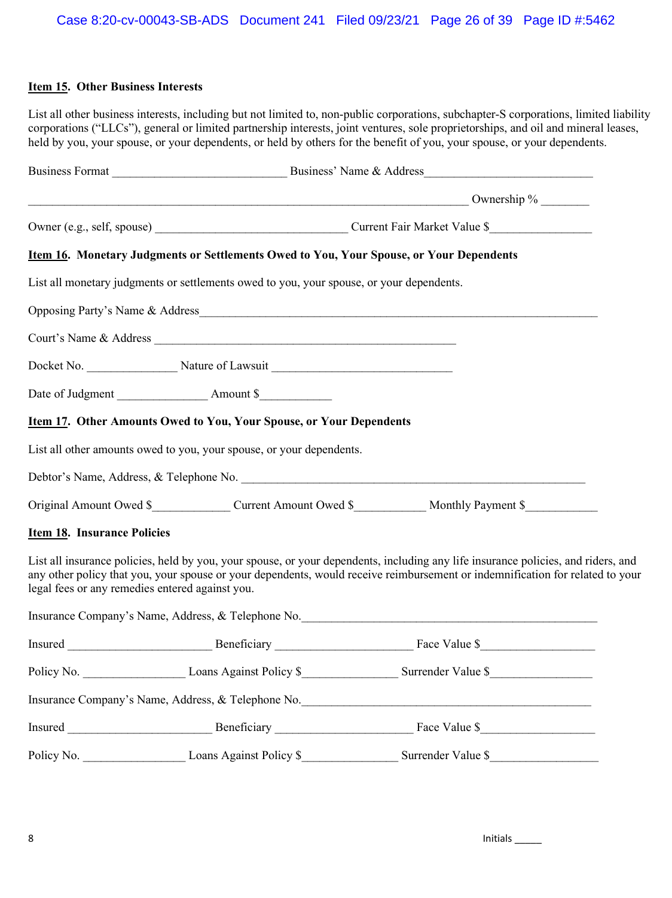**<u>Item 15</u>. Other Business Interests**

List all other business interests, including but not limited to, non-public corporations, subchapter-S corporations, limited liability corporations ("LLCs"), general or limited partnership interests, joint ventures, sole proprietorships, and oil and mineral leases, held by you, your spouse, or your dependents, or held by others for the benefit of you, your spouse, or your dependents.

Business Format ____________________________ Business' Name & Address___________________________

______________________________________________________________________ Ownership % ________

Owner (e.g., self, spouse) ______________________________ Current Fair Market Value $________________

**<u>Item 16</u>. Monetary Judgments or Settlements Owed to You, Your Spouse, or Your Dependents**

List all monetary judgments or settlements owed to you, your spouse, or your dependents.

Opposing Party's Name & Address_______________________________________________________________

Court's Name & Address ________________________________________________

Docket No. ______________ Nature of Lawsuit _____________________________

Date of Judgment ______________ Amount $___________

**<u>Item 17</u>. Other Amounts Owed to You, Your Spouse, or Your Dependents**

List all other amounts owed to you, your spouse, or your dependents.

Debtor's Name, Address, & Telephone No. _______________________________________________________

Original Amount Owed $____________ Current Amount Owed $___________ Monthly Payment $___________

**<u>Item 18</u>. Insurance Policies**

List all insurance policies, held by you, your spouse, or your dependents, including any life insurance policies, and riders, and any other policy that you, your spouse or your dependents, would receive reimbursement or indemnification for related to your legal fees or any remedies entered against you.

Insurance Company's Name, Address, & Telephone No.______________________________________________

Insured _______________________ Beneficiary _____________________ Face Value $__________________

Policy No. ________________ Loans Against Policy $_______________ Surrender Value $________________

Insurance Company's Name, Address, & Telephone No.______________________________________________

Insured _______________________ Beneficiary _____________________ Face Value $__________________

Policy No. ________________ Loans Against Policy $_______________ Surrender Value $_________________

Initials _____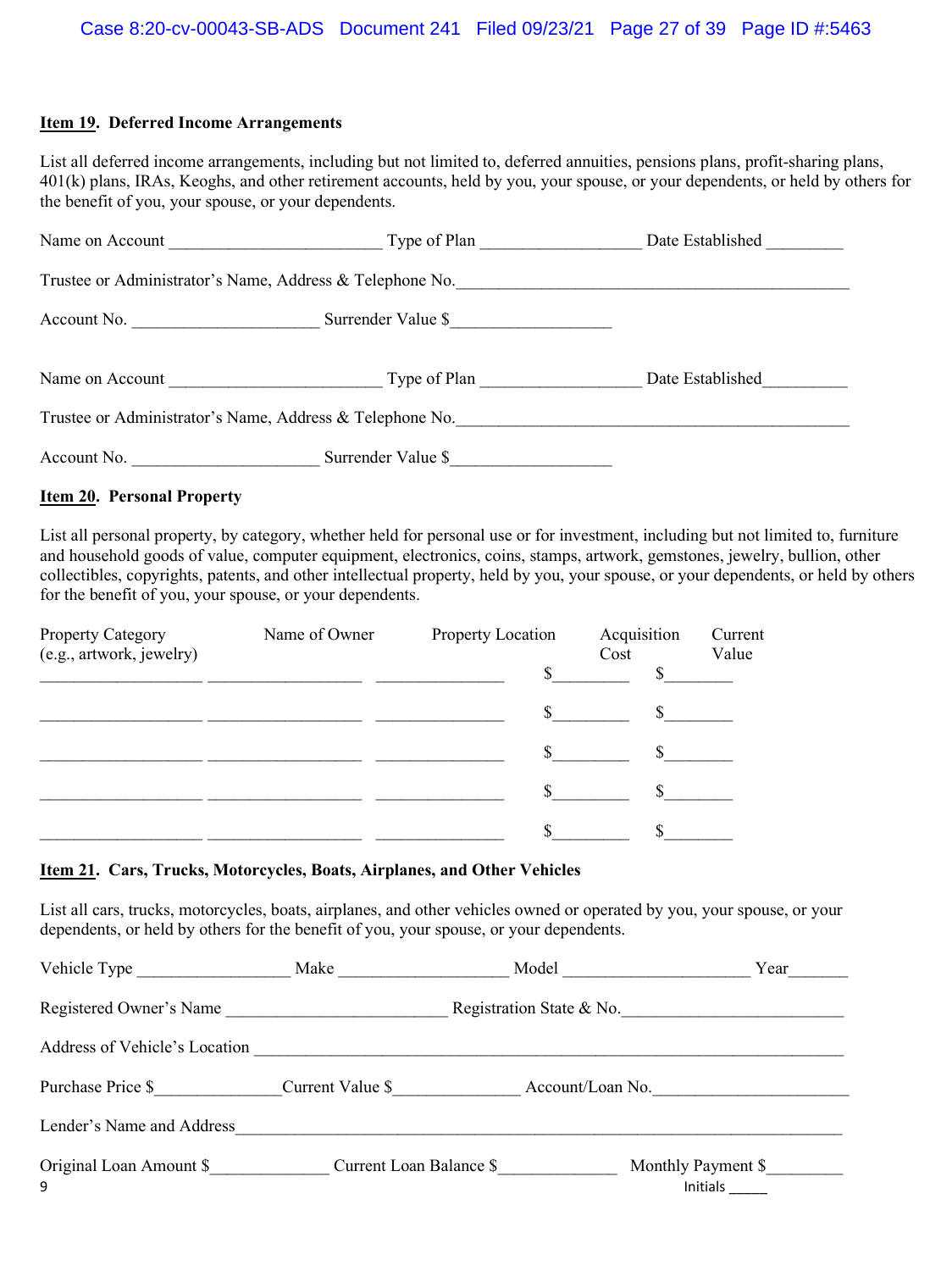**<u>Item 19</u>. Deferred Income Arrangements**

List all deferred income arrangements, including but not limited to, deferred annuities, pensions plans, profit-sharing plans, 401(k) plans, IRAs, Keoghs, and other retirement accounts, held by you, your spouse, or your dependents, or held by others for the benefit of you, your spouse, or your dependents.

Name on Account ________________________ Type of Plan __________________ Date Established _________

Trustee or Administrator's Name, Address & Telephone No.______________________________________________

Account No. _____________________ Surrender Value $__________________

Name on Account ________________________ Type of Plan __________________ Date Established_________

Trustee or Administrator's Name, Address & Telephone No.______________________________________________

Account No. _____________________ Surrender Value $__________________

**<u>Item 20</u>. Personal Property**

List all personal property, by category, whether held for personal use or for investment, including but not limited to, furniture and household goods of value, computer equipment, electronics, coins, stamps, artwork, gemstones, jewelry, bullion, other collectibles, copyrights, patents, and other intellectual property, held by you, your spouse, or your dependents, or held by others for the benefit of you, your spouse, or your dependents.

| Property Category (e.g., artwork, jewelry) | Name of Owner | Property Location | Acquisition Cost | Current Value |
|---|---|---|---|---|
| __________________ | _________________ | ______________ | $________ | $_______ |
| __________________ | _________________ | ______________ | $________ | $_______ |
| __________________ | _________________ | ______________ | $________ | $_______ |
| __________________ | _________________ | ______________ | $________ | $_______ |
| __________________ | _________________ | ______________ | $________ | $_______ |

**<u>Item 21</u>. Cars, Trucks, Motorcycles, Boats, Airplanes, and Other Vehicles**

List all cars, trucks, motorcycles, boats, airplanes, and other vehicles owned or operated by you, your spouse, or your dependents, or held by others for the benefit of you, your spouse, or your dependents.

Vehicle Type _________________ Make ___________________ Model _____________________ Year_______

Registered Owner's Name ________________________ Registration State & No.________________________

Address of Vehicle's Location _________________________________________________________________

Purchase Price $______________Current Value $______________ Account/Loan No.______________________

Lender's Name and Address____________________________________________________________________

Original Loan Amount $_____________ Current Loan Balance $_____________ Monthly Payment $_________

Initials _____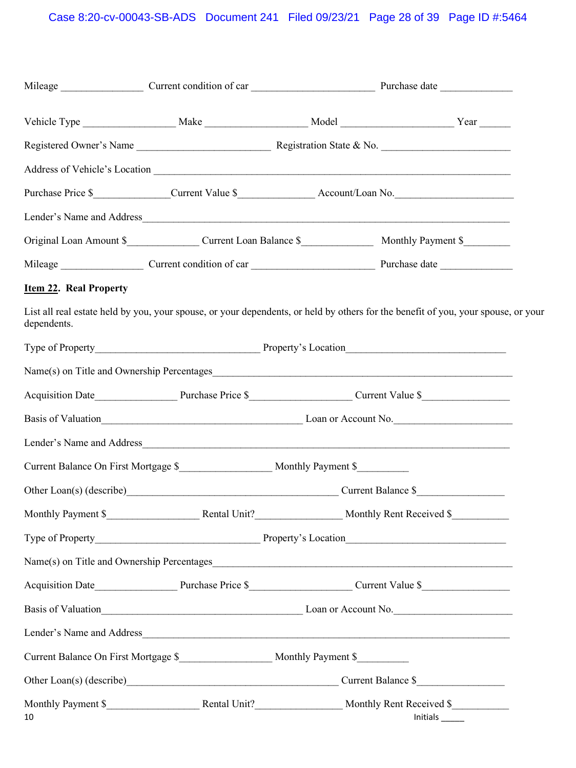Mileage _______________ Current condition of car ______________________ Purchase date _____________

Vehicle Type _________________ Make __________________ Model ____________________ Year ______

Registered Owner's Name ________________________ Registration State & No. _______________________

Address of Vehicle's Location _______________________________________________________________

Purchase Price $______________Current Value $______________ Account/Loan No.______________________

Lender's Name and Address__________________________________________________________________

Original Loan Amount $_____________ Current Loan Balance $_____________ Monthly Payment $________

Mileage _______________ Current condition of car ______________________ Purchase date _____________

**Item 22**. **Real Property**

List all real estate held by you, your spouse, or your dependents, or held by others for the benefit of you, your spouse, or your dependents.

Type of Property______________________________ Property's Location_____________________________

Name(s) on Title and Ownership Percentages______________________________________________________

Acquisition Date_______________ Purchase Price $__________________ Current Value $________________

Basis of Valuation_____________________________________ Loan or Account No._____________________

Lender's Name and Address__________________________________________________________________

Current Balance On First Mortgage $_________________ Monthly Payment $_________

Other Loan(s) (describe)_______________________________________ Current Balance $________________

Monthly Payment $_________________ Rental Unit?________________ Monthly Rent Received $__________

Type of Property______________________________ Property's Location_____________________________

Name(s) on Title and Ownership Percentages______________________________________________________

Acquisition Date_______________ Purchase Price $__________________ Current Value $________________

Basis of Valuation_____________________________________ Loan or Account No._____________________

Lender's Name and Address__________________________________________________________________

Current Balance On First Mortgage $_________________ Monthly Payment $_________

Other Loan(s) (describe)_______________________________________ Current Balance $________________

Monthly Payment $_________________ Rental Unit?________________ Monthly Rent Received $__________

Initials _____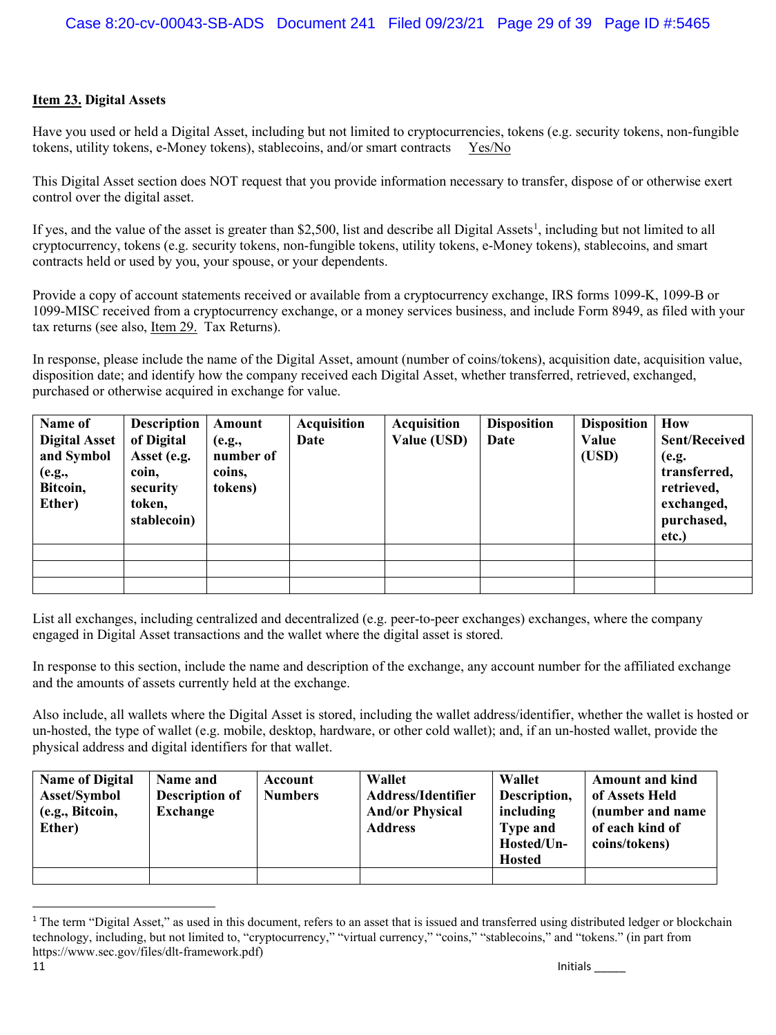**Item 23.** **Digital Assets**

Have you used or held a Digital Asset, including but not limited to cryptocurrencies, tokens (e.g. security tokens, non-fungible tokens, utility tokens, e-Money tokens), stablecoins, and/or smart contracts   Yes/No

This Digital Asset section does NOT request that you provide information necessary to transfer, dispose of or otherwise exert control over the digital asset.

If yes, and the value of the asset is greater than $2,500, list and describe all Digital Assets[1], including but not limited to all cryptocurrency, tokens (e.g. security tokens, non-fungible tokens, utility tokens, e-Money tokens), stablecoins, and smart contracts held or used by you, your spouse, or your dependents.

Provide a copy of account statements received or available from a cryptocurrency exchange, IRS forms 1099-K, 1099-B or 1099-MISC received from a cryptocurrency exchange, or a money services business, and include Form 8949, as filed with your tax returns (see also, Item 29. Tax Returns).

In response, please include the name of the Digital Asset, amount (number of coins/tokens), acquisition date, acquisition value, disposition date; and identify how the company received each Digital Asset, whether transferred, retrieved, exchanged, purchased or otherwise acquired in exchange for value.

| Name of Digital Asset and Symbol (e.g., Bitcoin, Ether) | Description of Digital Asset (e.g. coin, security token, stablecoin) | Amount (e.g., number of coins, tokens) | Acquisition Date | Acquisition Value (USD) | Disposition Date | Disposition Value (USD) | How Sent/Received (e.g. transferred, retrieved, exchanged, purchased, etc.) |
|---|---|---|---|---|---|---|---|
| | | | | | | | |
| | | | | | | | |
| | | | | | | | |

List all exchanges, including centralized and decentralized (e.g. peer-to-peer exchanges) exchanges, where the company engaged in Digital Asset transactions and the wallet where the digital asset is stored.

In response to this section, include the name and description of the exchange, any account number for the affiliated exchange and the amounts of assets currently held at the exchange.

Also include, all wallets where the Digital Asset is stored, including the wallet address/identifier, whether the wallet is hosted or un-hosted, the type of wallet (e.g. mobile, desktop, hardware, or other cold wallet); and, if an un-hosted wallet, provide the physical address and digital identifiers for that wallet.

| Name of Digital Asset/Symbol (e.g., Bitcoin, Ether) | Name and Description of Exchange | Account Numbers | Wallet Address/Identifier And/or Physical Address | Wallet Description, including Type and Hosted/Un-Hosted | Amount and kind of Assets Held (number and name of each kind of coins/tokens) |
|---|---|---|---|---|---|
| | | | | | |

[1] The term "Digital Asset," as used in this document, refers to an asset that is issued and transferred using distributed ledger or blockchain technology, including, but not limited to, "cryptocurrency," "virtual currency," "coins," "stablecoins," and "tokens." (in part from https://www.sec.gov/files/dlt-framework.pdf)

Initials _____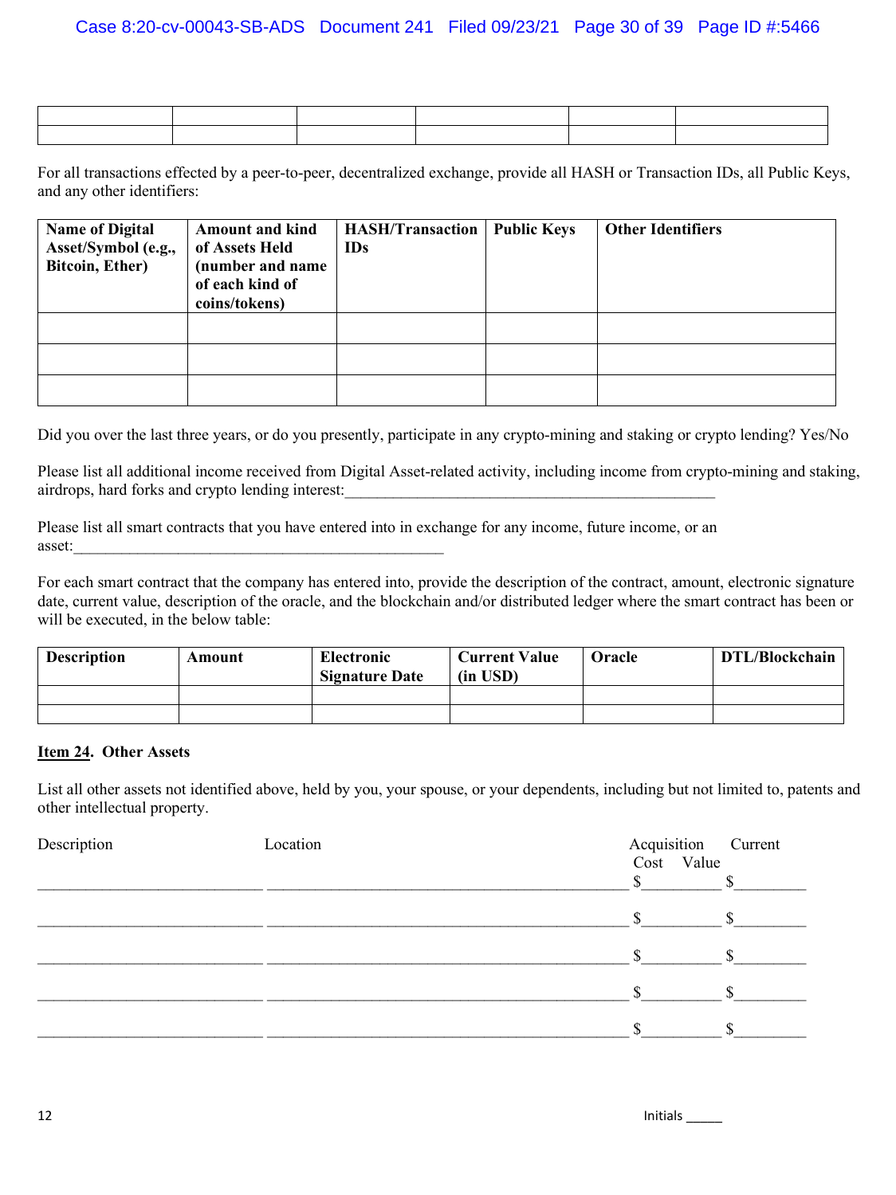| | | | | | |
|---|---|---|---|---|---|
| | | | | | |

For all transactions effected by a peer-to-peer, decentralized exchange, provide all HASH or Transaction IDs, all Public Keys, and any other identifiers:

| Name of Digital Asset/Symbol (e.g., Bitcoin, Ether) | Amount and kind of Assets Held (number and name of each kind of coins/tokens) | HASH/Transaction IDs | Public Keys | Other Identifiers |
|---|---|---|---|---|
| | | | | |
| | | | | |
| | | | | |

Did you over the last three years, or do you presently, participate in any crypto-mining and staking or crypto lending? Yes/No

Please list all additional income received from Digital Asset-related activity, including income from crypto-mining and staking, airdrops, hard forks and crypto lending interest:_______________________________________________

Please list all smart contracts that you have entered into in exchange for any income, future income, or an asset:_______________________________________________

For each smart contract that the company has entered into, provide the description of the contract, amount, electronic signature date, current value, description of the oracle, and the blockchain and/or distributed ledger where the smart contract has been or will be executed, in the below table:

| Description | Amount | Electronic Signature Date | Current Value (in USD) | Oracle | DTL/Blockchain |
|---|---|---|---|---|---|
| | | | | | |
| | | | | | |

**Item 24. Other Assets**

List all other assets not identified above, held by you, your spouse, or your dependents, including but not limited to, patents and other intellectual property.

| Description | Location | Acquisition Cost | Current Value |
|---|---|---|---|
| ____________________________ | ____________________________________________ | $_________ | $_________ |
| ____________________________ | ____________________________________________ | $_________ | $_________ |
| ____________________________ | ____________________________________________ | $_________ | $_________ |
| ____________________________ | ____________________________________________ | $_________ | $_________ |
| ____________________________ | ____________________________________________ | $_________ | $_________ |

Initials _____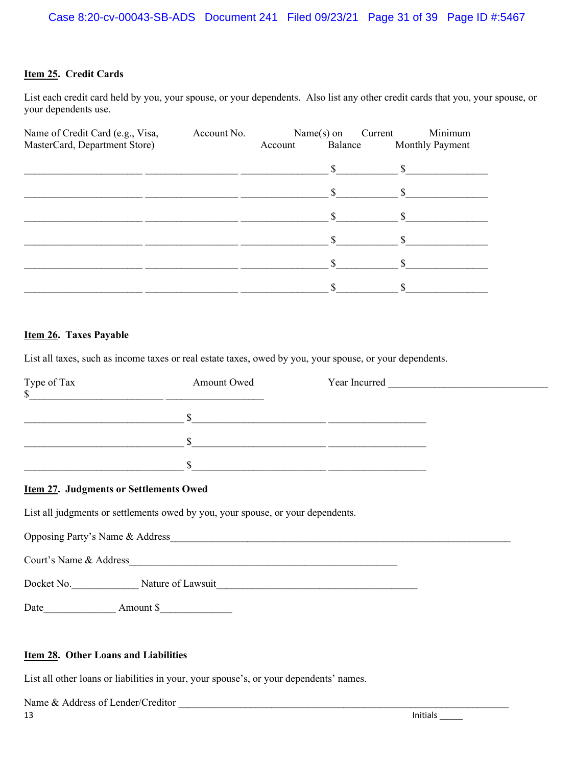**Item 25. Credit Cards**

List each credit card held by you, your spouse, or your dependents. Also list any other credit cards that you, your spouse, or your dependents use.

| Name of Credit Card (e.g., Visa, MasterCard, Department Store) | Account No. | Name(s) on Account | Current Balance | Minimum Monthly Payment |
|---|---|---|---|---|
| ______________________ | _________________ | ________________ | $___________ | $_______________ |
| ______________________ | _________________ | ________________ | $___________ | $_______________ |
| ______________________ | _________________ | ________________ | $___________ | $_______________ |
| ______________________ | _________________ | ________________ | $___________ | $_______________ |
| ______________________ | _________________ | ________________ | $___________ | $_______________ |
| ______________________ | _________________ | ________________ | $___________ | $_______________ |

**Item 26. Taxes Payable**

List all taxes, such as income taxes or real estate taxes, owed by you, your spouse, or your dependents.

| Type of Tax | Amount Owed | Year Incurred |
|---|---|---|
| ______________________________ | $_________________________ | __________________ |
| ______________________________ | $_________________________ | __________________ |
| ______________________________ | $_________________________ | __________________ |
| ______________________________ | $_________________________ | __________________ |

**Item 27. Judgments or Settlements Owed**

List all judgments or settlements owed by you, your spouse, or your dependents.

Opposing Party's Name & Address_______________________________________________________________

Court's Name & Address__________________________________________________

Docket No.____________ Nature of Lawsuit____________________________________

Date_____________ Amount $_____________

**Item 28. Other Loans and Liabilities**

List all other loans or liabilities in your, your spouse's, or your dependents' names.

Name & Address of Lender/Creditor ____________________________________________________________

Initials _____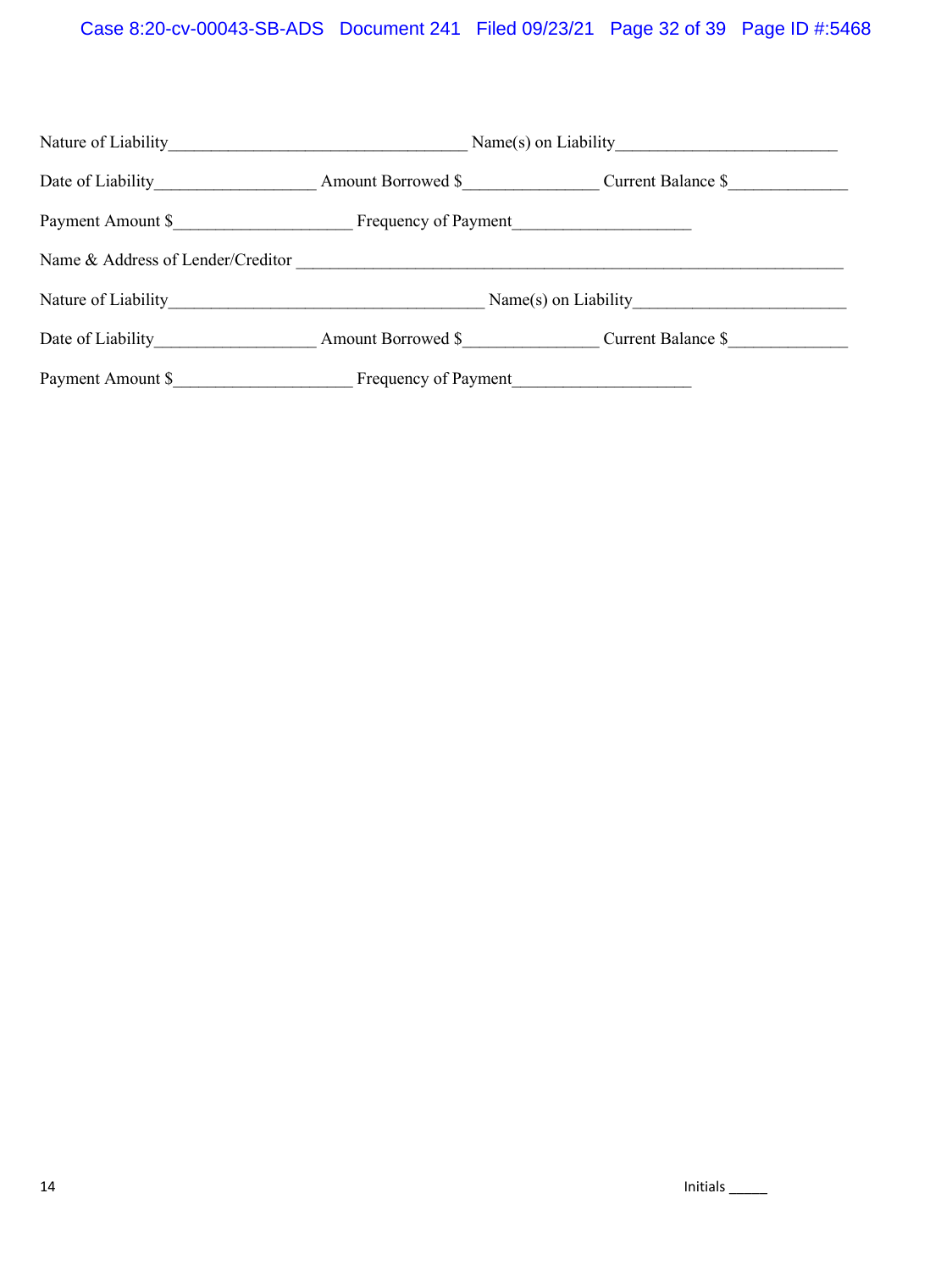Nature of Liability___________________________________ Name(s) on Liability__________________________

Date of Liability___________________ Amount Borrowed $________________ Current Balance $______________

Payment Amount $_____________________ Frequency of Payment_____________________

Name & Address of Lender/Creditor _________________________________________________________________

Nature of Liability_____________________________________ Name(s) on Liability________________________

Date of Liability___________________ Amount Borrowed $________________ Current Balance $______________

Payment Amount $_____________________ Frequency of Payment_____________________

Initials _____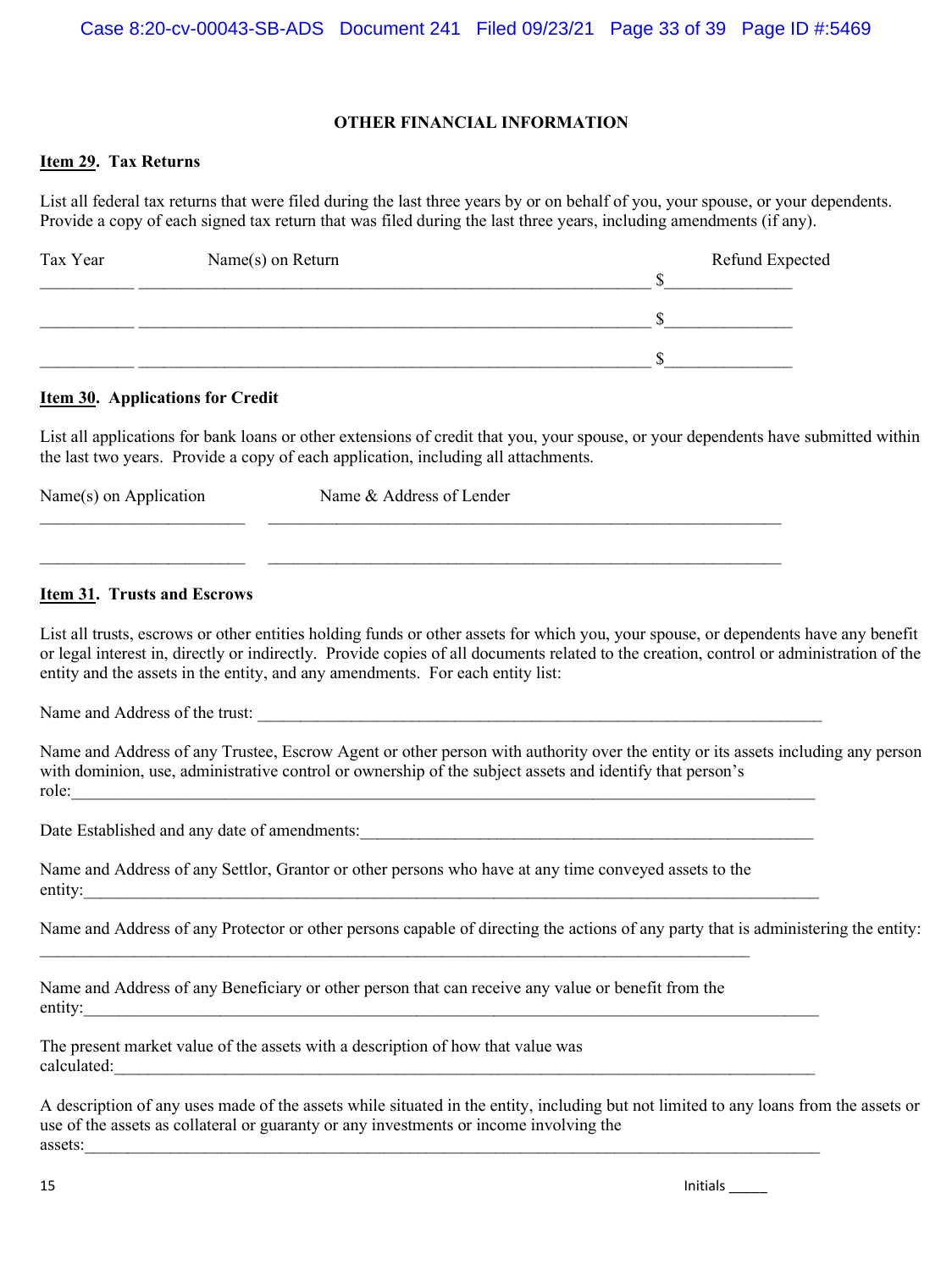## OTHER FINANCIAL INFORMATION

**Item 29. Tax Returns**

List all federal tax returns that were filed during the last three years by or on behalf of you, your spouse, or your dependents. Provide a copy of each signed tax return that was filed during the last three years, including amendments (if any).

| Tax Year | Name(s) on Return | Refund Expected |
|---|---|---|
| ___________ | _______________________________________________________________ | $______________ |
| ___________ | _______________________________________________________________ | $______________ |
| ___________ | _______________________________________________________________ | $______________ |

**Item 30. Applications for Credit**

List all applications for bank loans or other extensions of credit that you, your spouse, or your dependents have submitted within the last two years. Provide a copy of each application, including all attachments.

| Name(s) on Application | Name & Address of Lender |
|---|---|
| ________________________ | _______________________________________________________________ |
| ________________________ | _______________________________________________________________ |

**Item 31. Trusts and Escrows**

List all trusts, escrows or other entities holding funds or other assets for which you, your spouse, or dependents have any benefit or legal interest in, directly or indirectly. Provide copies of all documents related to the creation, control or administration of the entity and the assets in the entity, and any amendments. For each entity list:

Name and Address of the trust: _____________________________________________________________________

Name and Address of any Trustee, Escrow Agent or other person with authority over the entity or its assets including any person with dominion, use, administrative control or ownership of the subject assets and identify that person's role:___________________________________________________________________________________________

Date Established and any date of amendments:_______________________________________________________

Name and Address of any Settlor, Grantor or other persons who have at any time conveyed assets to the entity:___________________________________________________________________________________________

Name and Address of any Protector or other persons capable of directing the actions of any party that is administering the entity: _____________________________________________________________________________________

Name and Address of any Beneficiary or other person that can receive any value or benefit from the entity:___________________________________________________________________________________________

The present market value of the assets with a description of how that value was calculated:_______________________________________________________________________________________

A description of any uses made of the assets while situated in the entity, including but not limited to any loans from the assets or use of the assets as collateral or guaranty or any investments or income involving the assets:___________________________________________________________________________________________

Initials _____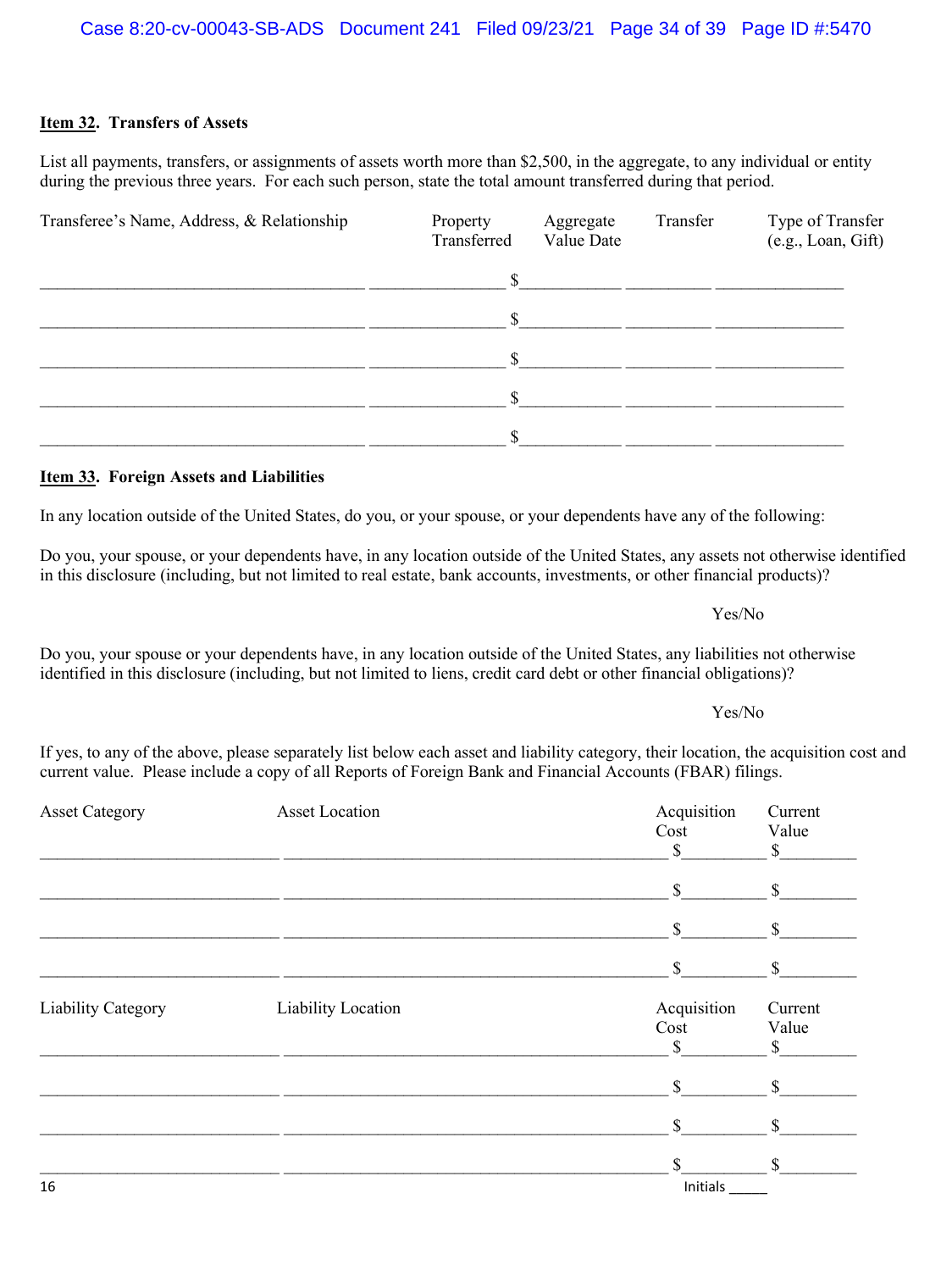**Item 32. Transfers of Assets**

List all payments, transfers, or assignments of assets worth more than $2,500, in the aggregate, to any individual or entity during the previous three years. For each such person, state the total amount transferred during that period.

| Transferee's Name, Address, & Relationship | Property Transferred | Aggregate Value Date | Transfer | Type of Transfer (e.g., Loan, Gift) |
|---|---|---|---|---|
| ______________________ | ______________ | $__________ | __________ | ______________ |
| ______________________ | ______________ | $__________ | __________ | ______________ |
| ______________________ | ______________ | $__________ | __________ | ______________ |
| ______________________ | ______________ | $__________ | __________ | ______________ |
| ______________________ | ______________ | $__________ | __________ | ______________ |

**Item 33. Foreign Assets and Liabilities**

In any location outside of the United States, do you, or your spouse, or your dependents have any of the following:

Do you, your spouse, or your dependents have, in any location outside of the United States, any assets not otherwise identified in this disclosure (including, but not limited to real estate, bank accounts, investments, or other financial products)?

Yes/No

Do you, your spouse or your dependents have, in any location outside of the United States, any liabilities not otherwise identified in this disclosure (including, but not limited to liens, credit card debt or other financial obligations)?

Yes/No

If yes, to any of the above, please separately list below each asset and liability category, their location, the acquisition cost and current value. Please include a copy of all Reports of Foreign Bank and Financial Accounts (FBAR) filings.

| Asset Category | Asset Location | Acquisition Cost | Current Value |
|---|---|---|---|
| ______________ | ______________________ | $________ | $________ |
| ______________ | ______________________ | $________ | $________ |
| ______________ | ______________________ | $________ | $________ |
| ______________ | ______________________ | $________ | $________ |

| Liability Category | Liability Location | Acquisition Cost | Current Value |
|---|---|---|---|
| ______________ | ______________________ | $________ | $________ |
| ______________ | ______________________ | $________ | $________ |
| ______________ | ______________________ | $________ | $________ |
| ______________ | ______________________ | $________ | $________ |

Initials _____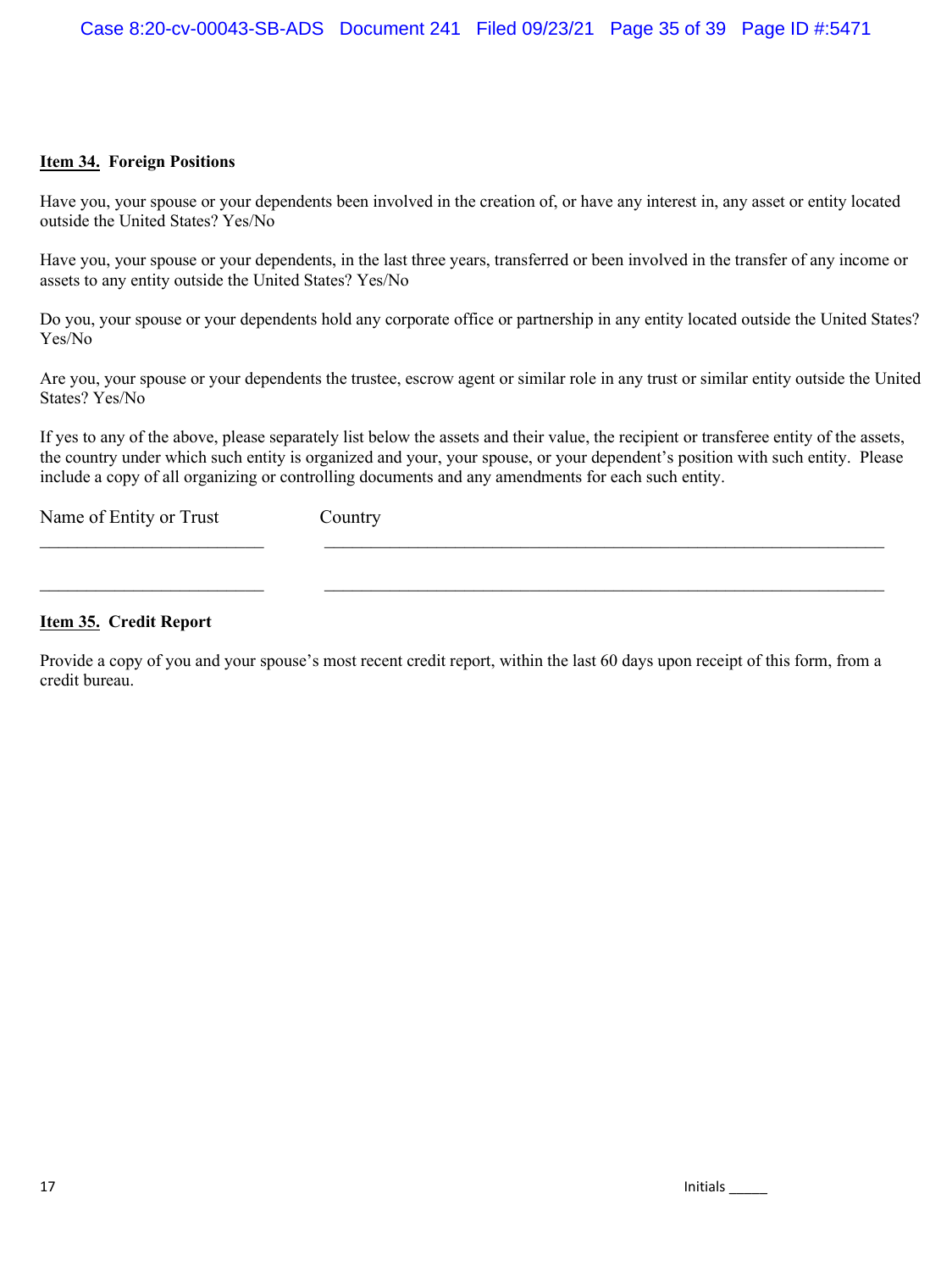**Item 34. Foreign Positions**

Have you, your spouse or your dependents been involved in the creation of, or have any interest in, any asset or entity located outside the United States? Yes/No

Have you, your spouse or your dependents, in the last three years, transferred or been involved in the transfer of any income or assets to any entity outside the United States? Yes/No

Do you, your spouse or your dependents hold any corporate office or partnership in any entity located outside the United States? Yes/No

Are you, your spouse or your dependents the trustee, escrow agent or similar role in any trust or similar entity outside the United States? Yes/No

If yes to any of the above, please separately list below the assets and their value, the recipient or transferee entity of the assets, the country under which such entity is organized and your, your spouse, or your dependent's position with such entity. Please include a copy of all organizing or controlling documents and any amendments for each such entity.

| Name of Entity or Trust | Country |
|---|---|
| | |
| | |

**Item 35. Credit Report**

Provide a copy of you and your spouse's most recent credit report, within the last 60 days upon receipt of this form, from a credit bureau.

Initials _____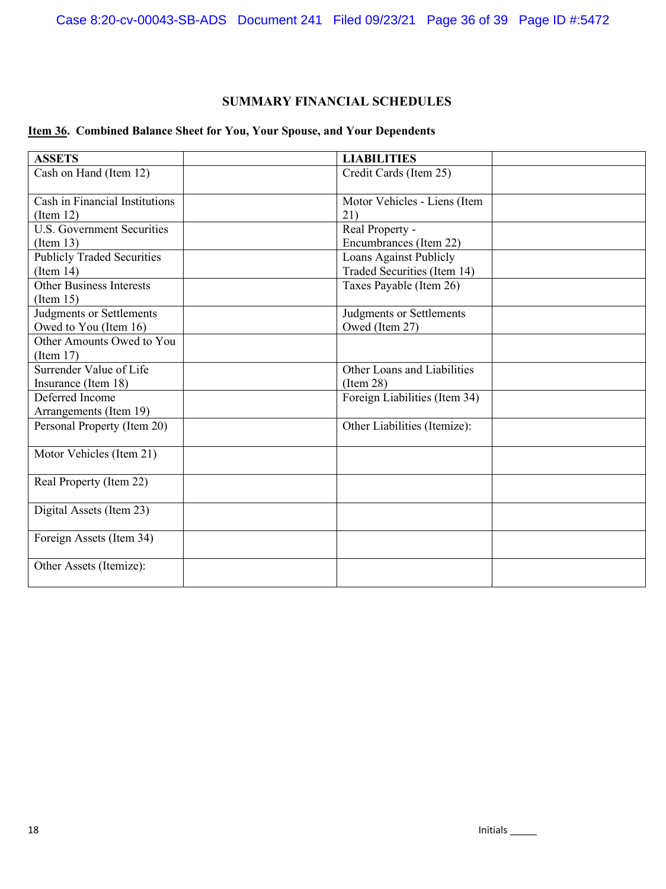## SUMMARY FINANCIAL SCHEDULES

**Item 36. Combined Balance Sheet for You, Your Spouse, and Your Dependents**

| ASSETS | | LIABILITIES | |
|---|---|---|---|
| Cash on Hand (Item 12) | | Credit Cards (Item 25) | |
| Cash in Financial Institutions (Item 12) | | Motor Vehicles - Liens (Item 21) | |
| U.S. Government Securities (Item 13) | | Real Property - Encumbrances (Item 22) | |
| Publicly Traded Securities (Item 14) | | Loans Against Publicly Traded Securities (Item 14) | |
| Other Business Interests (Item 15) | | Taxes Payable (Item 26) | |
| Judgments or Settlements Owed to You (Item 16) | | Judgments or Settlements Owed (Item 27) | |
| Other Amounts Owed to You (Item 17) | | | |
| Surrender Value of Life Insurance (Item 18) | | Other Loans and Liabilities (Item 28) | |
| Deferred Income Arrangements (Item 19) | | Foreign Liabilities (Item 34) | |
| Personal Property (Item 20) | | Other Liabilities (Itemize): | |
| Motor Vehicles (Item 21) | | | |
| Real Property (Item 22) | | | |
| Digital Assets (Item 23) | | | |
| Foreign Assets (Item 34) | | | |
| Other Assets (Itemize): | | | |

Initials _____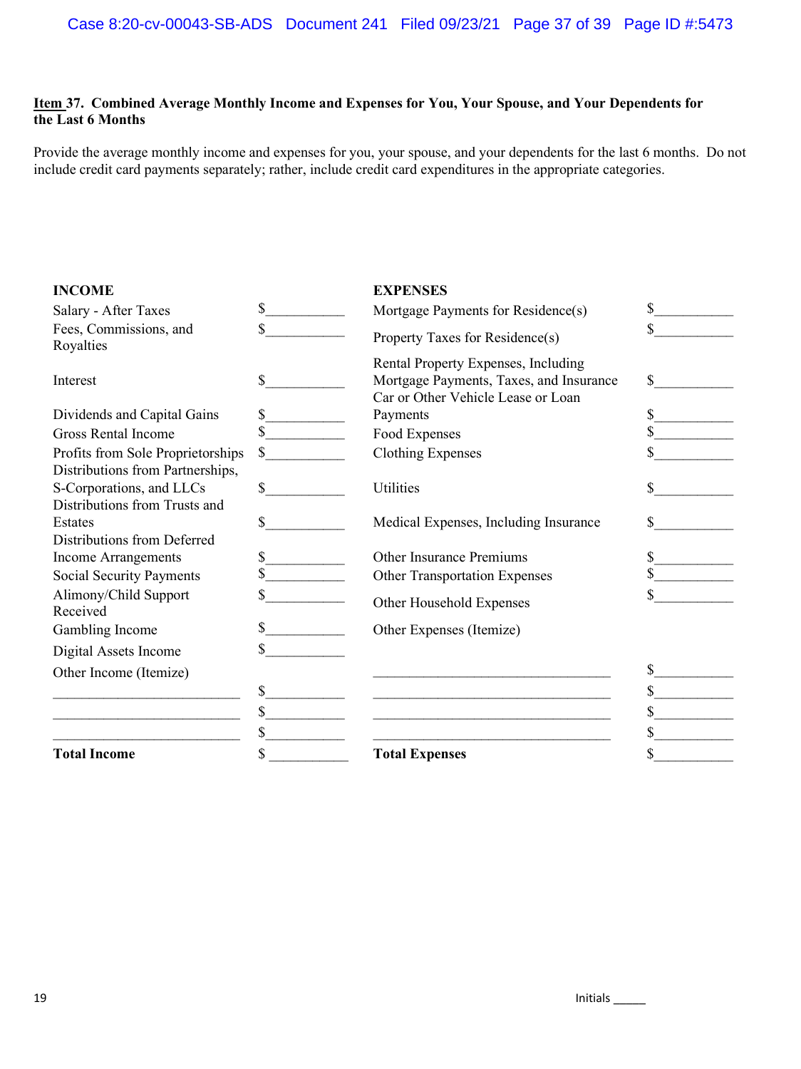**Item 37. Combined Average Monthly Income and Expenses for You, Your Spouse, and Your Dependents for the Last 6 Months**

Provide the average monthly income and expenses for you, your spouse, and your dependents for the last 6 months. Do not include credit card payments separately; rather, include credit card expenditures in the appropriate categories.

| **INCOME** | | **EXPENSES** | |
|---|---|---|---|
| Salary - After Taxes | $__________ | Mortgage Payments for Residence(s) | $__________ |
| Fees, Commissions, and Royalties | $__________ | Property Taxes for Residence(s) | $__________ |
| Interest | $__________ | Rental Property Expenses, Including Mortgage Payments, Taxes, and Insurance | $__________ |
| Dividends and Capital Gains | $__________ | Car or Other Vehicle Lease or Loan Payments | $__________ |
| Gross Rental Income | $__________ | Food Expenses | $__________ |
| Profits from Sole Proprietorships | $__________ | Clothing Expenses | $__________ |
| Distributions from Partnerships, S-Corporations, and LLCs | $__________ | Utilities | $__________ |
| Distributions from Trusts and Estates | $__________ | Medical Expenses, Including Insurance | $__________ |
| Distributions from Deferred Income Arrangements | $__________ | Other Insurance Premiums | $__________ |
| Social Security Payments | $__________ | Other Transportation Expenses | $__________ |
| Alimony/Child Support Received | $__________ | Other Household Expenses | $__________ |
| Gambling Income | $__________ | Other Expenses (Itemize) | |
| Digital Assets Income | $__________ | | |
| Other Income (Itemize) | | ______________________________ | $__________ |
| ________________________ | $__________ | ______________________________ | $__________ |
| ________________________ | $__________ | ______________________________ | $__________ |
| ________________________ | $__________ | ______________________________ | $__________ |
| **Total Income** | $__________ | **Total Expenses** | $__________ |

Initials _____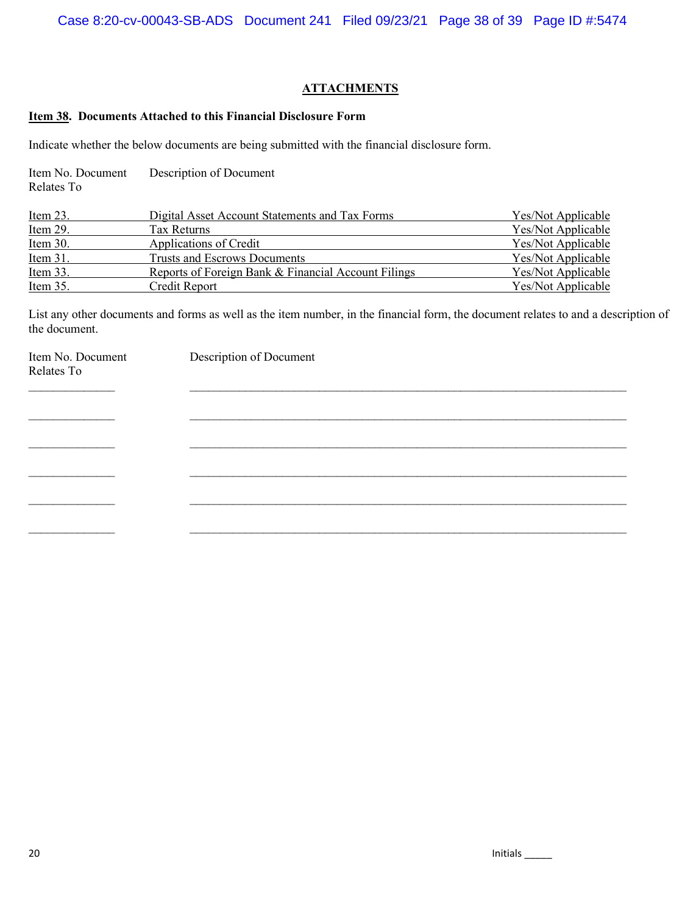## ATTACHMENTS

**Item 38. Documents Attached to this Financial Disclosure Form**

Indicate whether the below documents are being submitted with the financial disclosure form.

| Item No. Document Relates To | Description of Document | |
|---|---|---|
| Item 23. | Digital Asset Account Statements and Tax Forms | Yes/Not Applicable |
| Item 29. | Tax Returns | Yes/Not Applicable |
| Item 30. | Applications of Credit | Yes/Not Applicable |
| Item 31. | Trusts and Escrows Documents | Yes/Not Applicable |
| Item 33. | Reports of Foreign Bank & Financial Account Filings | Yes/Not Applicable |
| Item 35. | Credit Report | Yes/Not Applicable |

List any other documents and forms as well as the item number, in the financial form, the document relates to and a description of the document.

| Item No. Document Relates To | Description of Document |
|---|---|
| ______________ | ________________________________________________________________________ |
| ______________ | ________________________________________________________________________ |
| ______________ | ________________________________________________________________________ |
| ______________ | ________________________________________________________________________ |
| ______________ | ________________________________________________________________________ |
| ______________ | ________________________________________________________________________ |

Initials _____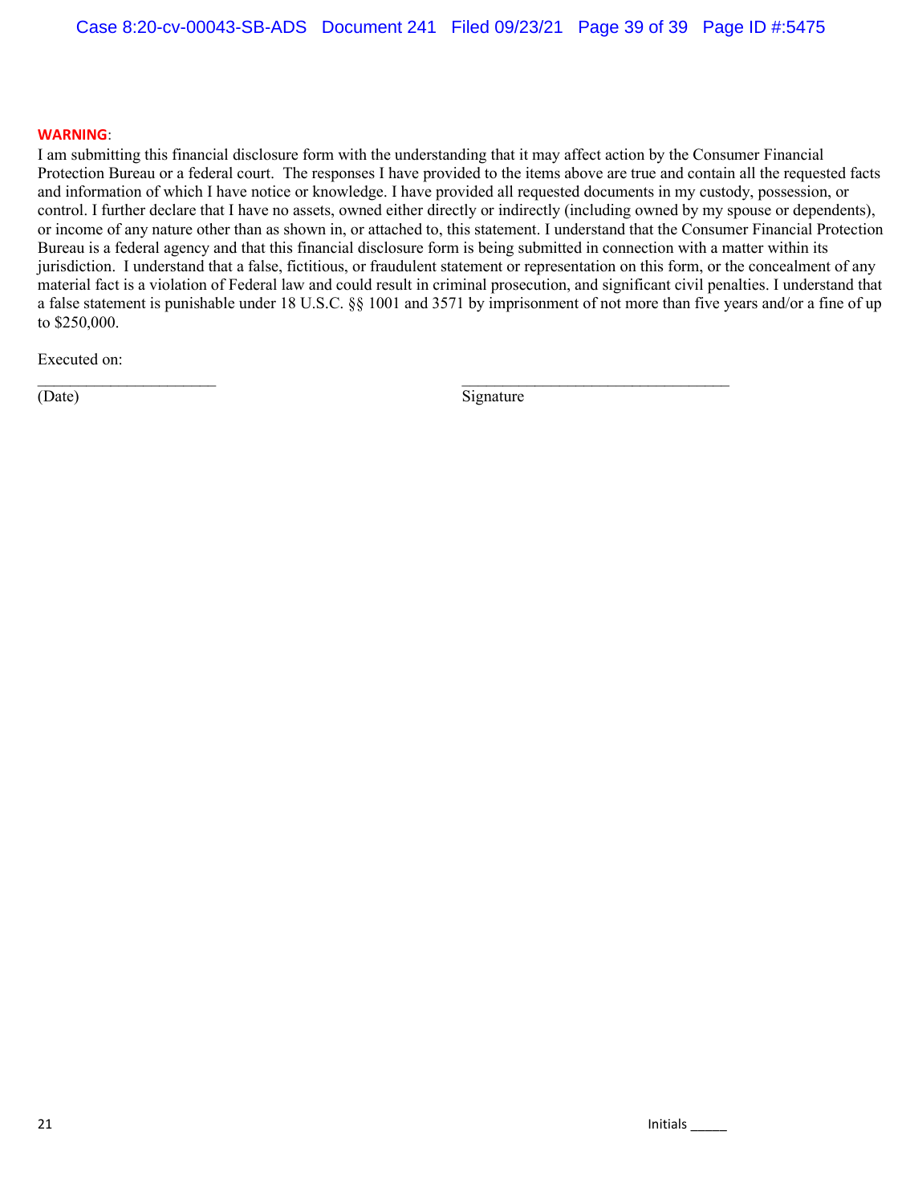**WARNING**:

I am submitting this financial disclosure form with the understanding that it may affect action by the Consumer Financial Protection Bureau or a federal court. The responses I have provided to the items above are true and contain all the requested facts and information of which I have notice or knowledge. I have provided all requested documents in my custody, possession, or control. I further declare that I have no assets, owned either directly or indirectly (including owned by my spouse or dependents), or income of any nature other than as shown in, or attached to, this statement. I understand that the Consumer Financial Protection Bureau is a federal agency and that this financial disclosure form is being submitted in connection with a matter within its jurisdiction. I understand that a false, fictitious, or fraudulent statement or representation on this form, or the concealment of any material fact is a violation of Federal law and could result in criminal prosecution, and significant civil penalties. I understand that a false statement is punishable under 18 U.S.C. §§ 1001 and 3571 by imprisonment of not more than five years and/or a fine of up to $250,000.

Executed on:

______________________ ________________________________

(Date) Signature

Initials _____